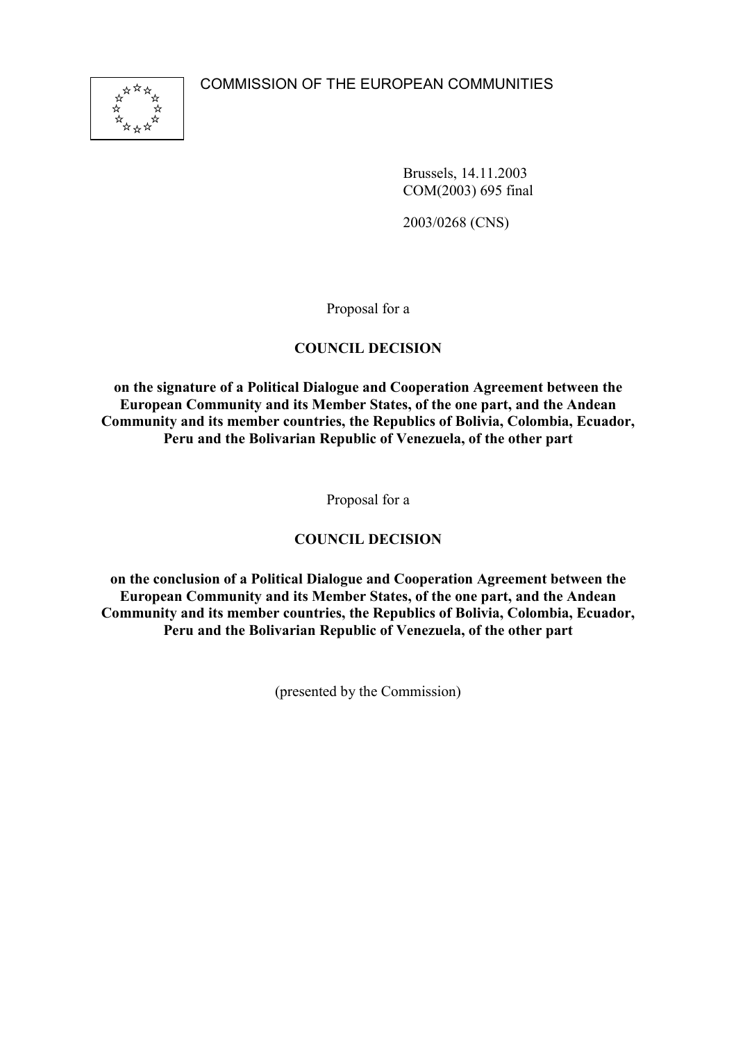COMMISSION OF THE EUROPEAN COMMUNITIES

Brussels, 14.11.2003
COM(2003) 695 final

2003/0268 (CNS)

Proposal for a

**COUNCIL DECISION**

**on the signature of a Political Dialogue and Cooperation Agreement between the European Community and its Member States, of the one part, and the Andean Community and its member countries, the Republics of Bolivia, Colombia, Ecuador, Peru and the Bolivarian Republic of Venezuela, of the other part**

Proposal for a

**COUNCIL DECISION**

**on the conclusion of a Political Dialogue and Cooperation Agreement between the European Community and its Member States, of the one part, and the Andean Community and its member countries, the Republics of Bolivia, Colombia, Ecuador, Peru and the Bolivarian Republic of Venezuela, of the other part**

(presented by the Commission)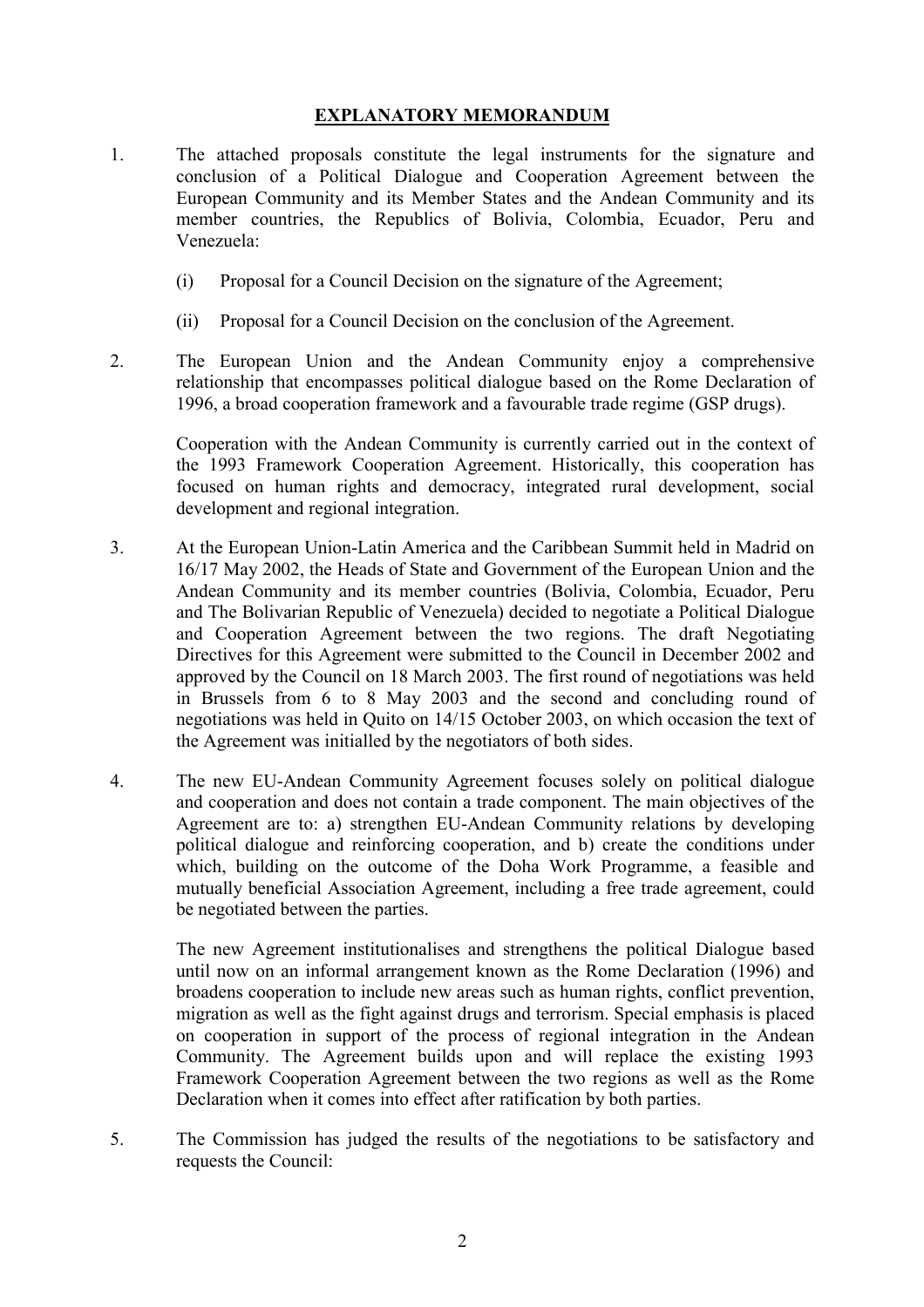# EXPLANATORY MEMORANDUM

1. The attached proposals constitute the legal instruments for the signature and conclusion of a Political Dialogue and Cooperation Agreement between the European Community and its Member States and the Andean Community and its member countries, the Republics of Bolivia, Colombia, Ecuador, Peru and Venezuela:

   (i) Proposal for a Council Decision on the signature of the Agreement;

   (ii) Proposal for a Council Decision on the conclusion of the Agreement.

2. The European Union and the Andean Community enjoy a comprehensive relationship that encompasses political dialogue based on the Rome Declaration of 1996, a broad cooperation framework and a favourable trade regime (GSP drugs).

   Cooperation with the Andean Community is currently carried out in the context of the 1993 Framework Cooperation Agreement. Historically, this cooperation has focused on human rights and democracy, integrated rural development, social development and regional integration.

3. At the European Union-Latin America and the Caribbean Summit held in Madrid on 16/17 May 2002, the Heads of State and Government of the European Union and the Andean Community and its member countries (Bolivia, Colombia, Ecuador, Peru and The Bolivarian Republic of Venezuela) decided to negotiate a Political Dialogue and Cooperation Agreement between the two regions. The draft Negotiating Directives for this Agreement were submitted to the Council in December 2002 and approved by the Council on 18 March 2003. The first round of negotiations was held in Brussels from 6 to 8 May 2003 and the second and concluding round of negotiations was held in Quito on 14/15 October 2003, on which occasion the text of the Agreement was initialled by the negotiators of both sides.

4. The new EU-Andean Community Agreement focuses solely on political dialogue and cooperation and does not contain a trade component. The main objectives of the Agreement are to: a) strengthen EU-Andean Community relations by developing political dialogue and reinforcing cooperation, and b) create the conditions under which, building on the outcome of the Doha Work Programme, a feasible and mutually beneficial Association Agreement, including a free trade agreement, could be negotiated between the parties.

   The new Agreement institutionalises and strengthens the political Dialogue based until now on an informal arrangement known as the Rome Declaration (1996) and broadens cooperation to include new areas such as human rights, conflict prevention, migration as well as the fight against drugs and terrorism. Special emphasis is placed on cooperation in support of the process of regional integration in the Andean Community. The Agreement builds upon and will replace the existing 1993 Framework Cooperation Agreement between the two regions as well as the Rome Declaration when it comes into effect after ratification by both parties.

5. The Commission has judged the results of the negotiations to be satisfactory and requests the Council: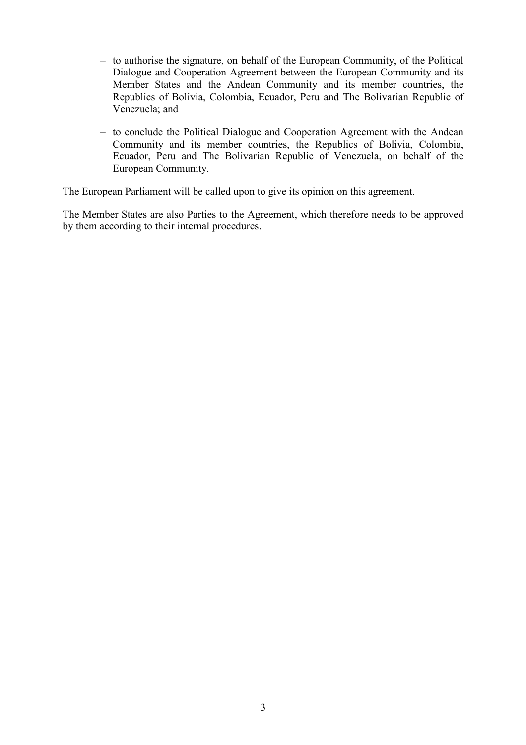- to authorise the signature, on behalf of the European Community, of the Political Dialogue and Cooperation Agreement between the European Community and its Member States and the Andean Community and its member countries, the Republics of Bolivia, Colombia, Ecuador, Peru and The Bolivarian Republic of Venezuela; and
- to conclude the Political Dialogue and Cooperation Agreement with the Andean Community and its member countries, the Republics of Bolivia, Colombia, Ecuador, Peru and The Bolivarian Republic of Venezuela, on behalf of the European Community.

The European Parliament will be called upon to give its opinion on this agreement.

The Member States are also Parties to the Agreement, which therefore needs to be approved by them according to their internal procedures.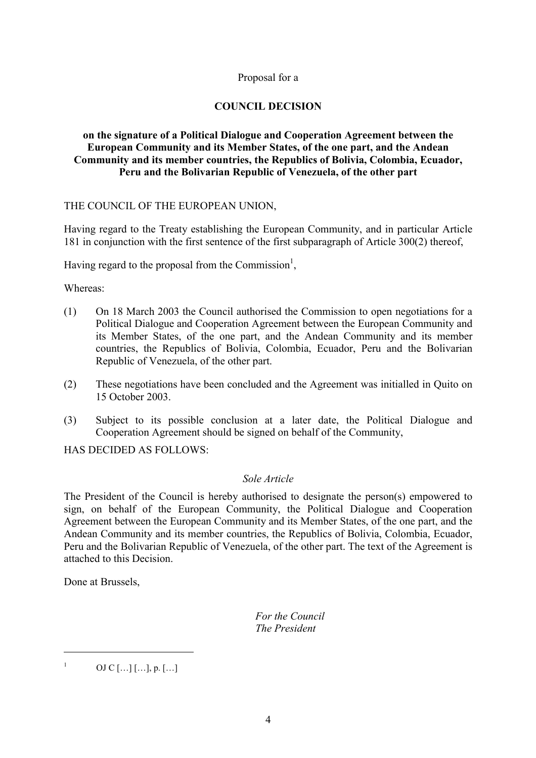Proposal for a

# COUNCIL DECISION

## on the signature of a Political Dialogue and Cooperation Agreement between the European Community and its Member States, of the one part, and the Andean Community and its member countries, the Republics of Bolivia, Colombia, Ecuador, Peru and the Bolivarian Republic of Venezuela, of the other part

THE COUNCIL OF THE EUROPEAN UNION,

Having regard to the Treaty establishing the European Community, and in particular Article 181 in conjunction with the first sentence of the first subparagraph of Article 300(2) thereof,

Having regard to the proposal from the Commission[1],

Whereas:

(1) On 18 March 2003 the Council authorised the Commission to open negotiations for a Political Dialogue and Cooperation Agreement between the European Community and its Member States, of the one part, and the Andean Community and its member countries, the Republics of Bolivia, Colombia, Ecuador, Peru and the Bolivarian Republic of Venezuela, of the other part.

(2) These negotiations have been concluded and the Agreement was initialled in Quito on 15 October 2003.

(3) Subject to its possible conclusion at a later date, the Political Dialogue and Cooperation Agreement should be signed on behalf of the Community,

HAS DECIDED AS FOLLOWS:

*Sole Article*

The President of the Council is hereby authorised to designate the person(s) empowered to sign, on behalf of the European Community, the Political Dialogue and Cooperation Agreement between the European Community and its Member States, of the one part, and the Andean Community and its member countries, the Republics of Bolivia, Colombia, Ecuador, Peru and the Bolivarian Republic of Venezuela, of the other part. The text of the Agreement is attached to this Decision.

Done at Brussels,

*For the Council*
*The President*

---

[1] OJ C […] […], p. […]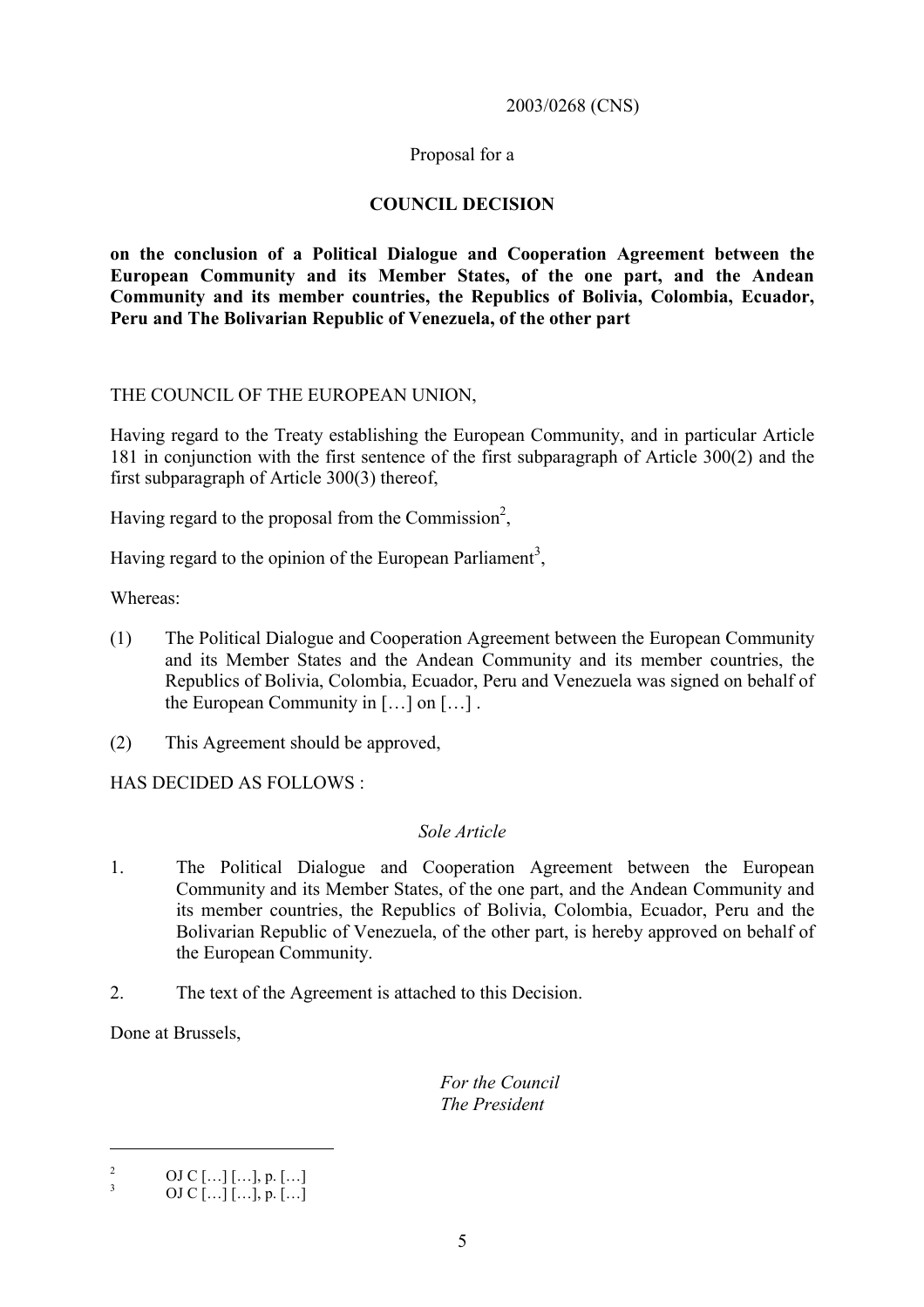2003/0268 (CNS)

Proposal for a

**COUNCIL DECISION**

**on the conclusion of a Political Dialogue and Cooperation Agreement between the European Community and its Member States, of the one part, and the Andean Community and its member countries, the Republics of Bolivia, Colombia, Ecuador, Peru and The Bolivarian Republic of Venezuela, of the other part**

THE COUNCIL OF THE EUROPEAN UNION,

Having regard to the Treaty establishing the European Community, and in particular Article 181 in conjunction with the first sentence of the first subparagraph of Article 300(2) and the first subparagraph of Article 300(3) thereof,

Having regard to the proposal from the Commission[2],

Having regard to the opinion of the European Parliament[3],

Whereas:

(1) The Political Dialogue and Cooperation Agreement between the European Community and its Member States and the Andean Community and its member countries, the Republics of Bolivia, Colombia, Ecuador, Peru and Venezuela was signed on behalf of the European Community in […] on […] .

(2) This Agreement should be approved,

HAS DECIDED AS FOLLOWS :

*Sole Article*

1. The Political Dialogue and Cooperation Agreement between the European Community and its Member States, of the one part, and the Andean Community and its member countries, the Republics of Bolivia, Colombia, Ecuador, Peru and the Bolivarian Republic of Venezuela, of the other part, is hereby approved on behalf of the European Community.

2. The text of the Agreement is attached to this Decision.

Done at Brussels,

*For the Council*
*The President*

---

[2] OJ C […] […], p. […]

[3] OJ C […] […], p. […]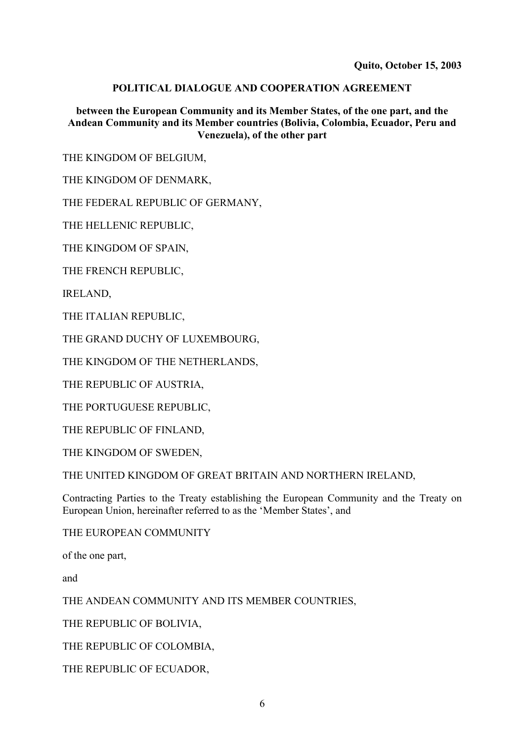**Quito, October 15, 2003**

## POLITICAL DIALOGUE AND COOPERATION AGREEMENT

### between the European Community and its Member States, of the one part, and the Andean Community and its Member countries (Bolivia, Colombia, Ecuador, Peru and Venezuela), of the other part

THE KINGDOM OF BELGIUM,

THE KINGDOM OF DENMARK,

THE FEDERAL REPUBLIC OF GERMANY,

THE HELLENIC REPUBLIC,

THE KINGDOM OF SPAIN,

THE FRENCH REPUBLIC,

IRELAND,

THE ITALIAN REPUBLIC,

THE GRAND DUCHY OF LUXEMBOURG,

THE KINGDOM OF THE NETHERLANDS,

THE REPUBLIC OF AUSTRIA,

THE PORTUGUESE REPUBLIC,

THE REPUBLIC OF FINLAND,

THE KINGDOM OF SWEDEN,

THE UNITED KINGDOM OF GREAT BRITAIN AND NORTHERN IRELAND,

Contracting Parties to the Treaty establishing the European Community and the Treaty on European Union, hereinafter referred to as the 'Member States', and

THE EUROPEAN COMMUNITY

of the one part,

and

THE ANDEAN COMMUNITY AND ITS MEMBER COUNTRIES,

THE REPUBLIC OF BOLIVIA,

THE REPUBLIC OF COLOMBIA,

THE REPUBLIC OF ECUADOR,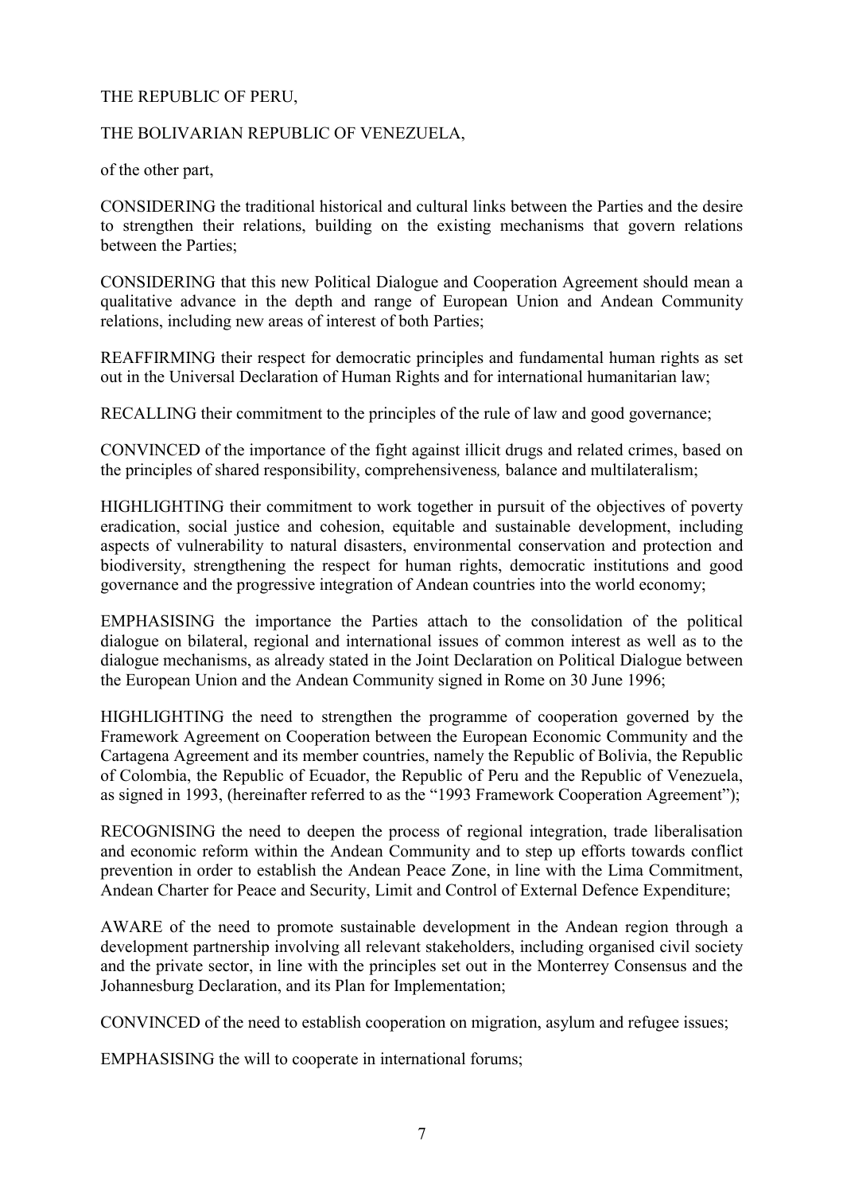THE REPUBLIC OF PERU,

THE BOLIVARIAN REPUBLIC OF VENEZUELA,

of the other part,

CONSIDERING the traditional historical and cultural links between the Parties and the desire to strengthen their relations, building on the existing mechanisms that govern relations between the Parties;

CONSIDERING that this new Political Dialogue and Cooperation Agreement should mean a qualitative advance in the depth and range of European Union and Andean Community relations, including new areas of interest of both Parties;

REAFFIRMING their respect for democratic principles and fundamental human rights as set out in the Universal Declaration of Human Rights and for international humanitarian law;

RECALLING their commitment to the principles of the rule of law and good governance;

CONVINCED of the importance of the fight against illicit drugs and related crimes, based on the principles of shared responsibility, comprehensiveness*,* balance and multilateralism;

HIGHLIGHTING their commitment to work together in pursuit of the objectives of poverty eradication, social justice and cohesion, equitable and sustainable development, including aspects of vulnerability to natural disasters, environmental conservation and protection and biodiversity, strengthening the respect for human rights, democratic institutions and good governance and the progressive integration of Andean countries into the world economy;

EMPHASISING the importance the Parties attach to the consolidation of the political dialogue on bilateral, regional and international issues of common interest as well as to the dialogue mechanisms, as already stated in the Joint Declaration on Political Dialogue between the European Union and the Andean Community signed in Rome on 30 June 1996;

HIGHLIGHTING the need to strengthen the programme of cooperation governed by the Framework Agreement on Cooperation between the European Economic Community and the Cartagena Agreement and its member countries, namely the Republic of Bolivia, the Republic of Colombia, the Republic of Ecuador, the Republic of Peru and the Republic of Venezuela, as signed in 1993, (hereinafter referred to as the "1993 Framework Cooperation Agreement");

RECOGNISING the need to deepen the process of regional integration, trade liberalisation and economic reform within the Andean Community and to step up efforts towards conflict prevention in order to establish the Andean Peace Zone, in line with the Lima Commitment, Andean Charter for Peace and Security, Limit and Control of External Defence Expenditure;

AWARE of the need to promote sustainable development in the Andean region through a development partnership involving all relevant stakeholders, including organised civil society and the private sector, in line with the principles set out in the Monterrey Consensus and the Johannesburg Declaration, and its Plan for Implementation;

CONVINCED of the need to establish cooperation on migration, asylum and refugee issues;

EMPHASISING the will to cooperate in international forums;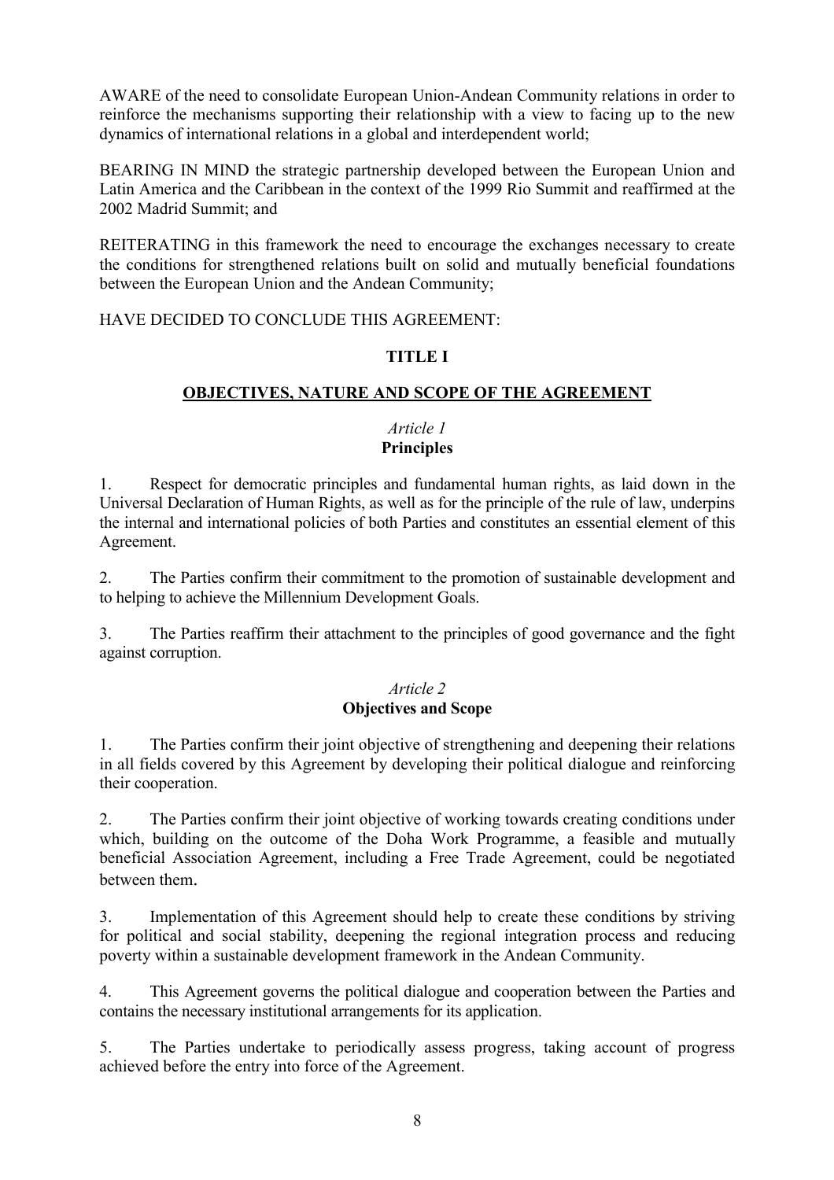AWARE of the need to consolidate European Union-Andean Community relations in order to reinforce the mechanisms supporting their relationship with a view to facing up to the new dynamics of international relations in a global and interdependent world;

BEARING IN MIND the strategic partnership developed between the European Union and Latin America and the Caribbean in the context of the 1999 Rio Summit and reaffirmed at the 2002 Madrid Summit; and

REITERATING in this framework the need to encourage the exchanges necessary to create the conditions for strengthened relations built on solid and mutually beneficial foundations between the European Union and the Andean Community;

HAVE DECIDED TO CONCLUDE THIS AGREEMENT:

## TITLE I

## OBJECTIVES, NATURE AND SCOPE OF THE AGREEMENT

### *Article 1*
### Principles

1. Respect for democratic principles and fundamental human rights, as laid down in the Universal Declaration of Human Rights, as well as for the principle of the rule of law, underpins the internal and international policies of both Parties and constitutes an essential element of this Agreement.

2. The Parties confirm their commitment to the promotion of sustainable development and to helping to achieve the Millennium Development Goals.

3. The Parties reaffirm their attachment to the principles of good governance and the fight against corruption.

### *Article 2*
### Objectives and Scope

1. The Parties confirm their joint objective of strengthening and deepening their relations in all fields covered by this Agreement by developing their political dialogue and reinforcing their cooperation.

2. The Parties confirm their joint objective of working towards creating conditions under which, building on the outcome of the Doha Work Programme, a feasible and mutually beneficial Association Agreement, including a Free Trade Agreement, could be negotiated between them.

3. Implementation of this Agreement should help to create these conditions by striving for political and social stability, deepening the regional integration process and reducing poverty within a sustainable development framework in the Andean Community.

4. This Agreement governs the political dialogue and cooperation between the Parties and contains the necessary institutional arrangements for its application.

5. The Parties undertake to periodically assess progress, taking account of progress achieved before the entry into force of the Agreement.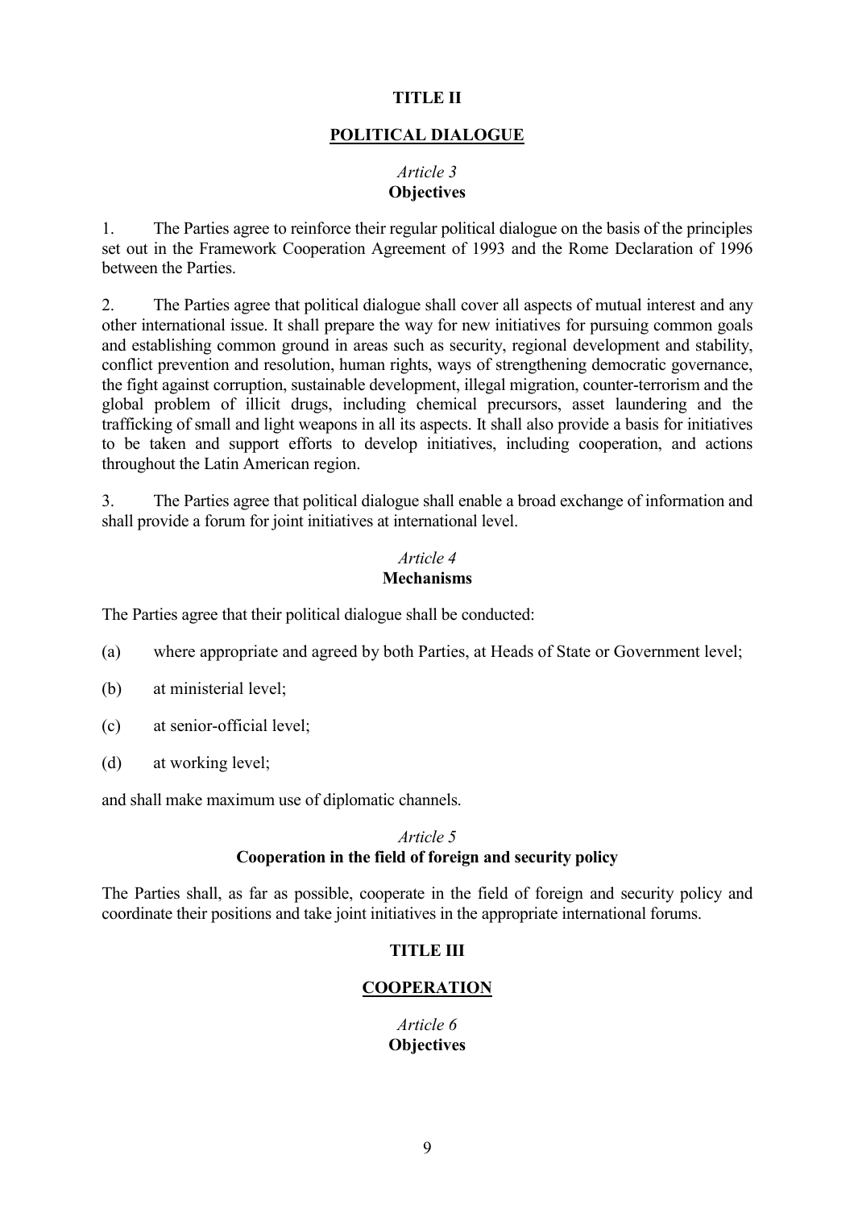## TITLE II

## POLITICAL DIALOGUE

### *Article 3*
### **Objectives**

1. The Parties agree to reinforce their regular political dialogue on the basis of the principles set out in the Framework Cooperation Agreement of 1993 and the Rome Declaration of 1996 between the Parties.

2. The Parties agree that political dialogue shall cover all aspects of mutual interest and any other international issue. It shall prepare the way for new initiatives for pursuing common goals and establishing common ground in areas such as security, regional development and stability, conflict prevention and resolution, human rights, ways of strengthening democratic governance, the fight against corruption, sustainable development, illegal migration, counter-terrorism and the global problem of illicit drugs, including chemical precursors, asset laundering and the trafficking of small and light weapons in all its aspects. It shall also provide a basis for initiatives to be taken and support efforts to develop initiatives, including cooperation, and actions throughout the Latin American region.

3. The Parties agree that political dialogue shall enable a broad exchange of information and shall provide a forum for joint initiatives at international level.

### *Article 4*
### **Mechanisms**

The Parties agree that their political dialogue shall be conducted:

(a) where appropriate and agreed by both Parties, at Heads of State or Government level;

(b) at ministerial level;

(c) at senior-official level;

(d) at working level;

and shall make maximum use of diplomatic channels.

### *Article 5*
### **Cooperation in the field of foreign and security policy**

The Parties shall, as far as possible, cooperate in the field of foreign and security policy and coordinate their positions and take joint initiatives in the appropriate international forums.

## TITLE III

## COOPERATION

### *Article 6*
### **Objectives**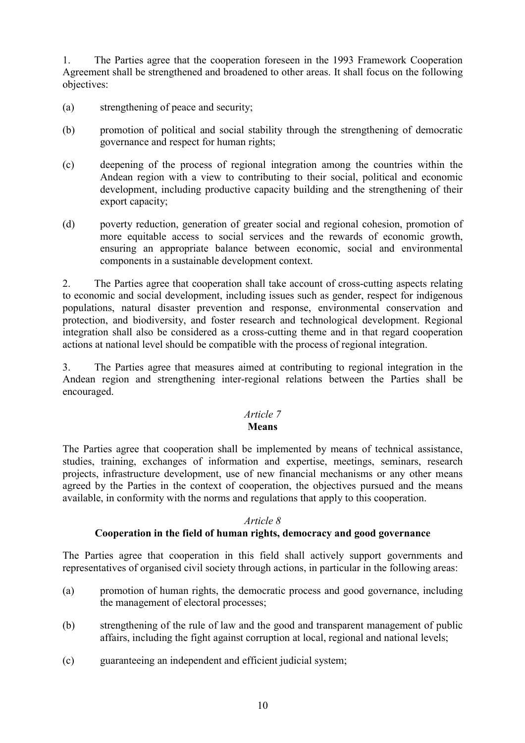1. The Parties agree that the cooperation foreseen in the 1993 Framework Cooperation Agreement shall be strengthened and broadened to other areas. It shall focus on the following objectives:

(a) strengthening of peace and security;

(b) promotion of political and social stability through the strengthening of democratic governance and respect for human rights;

(c) deepening of the process of regional integration among the countries within the Andean region with a view to contributing to their social, political and economic development, including productive capacity building and the strengthening of their export capacity;

(d) poverty reduction, generation of greater social and regional cohesion, promotion of more equitable access to social services and the rewards of economic growth, ensuring an appropriate balance between economic, social and environmental components in a sustainable development context.

2. The Parties agree that cooperation shall take account of cross-cutting aspects relating to economic and social development, including issues such as gender, respect for indigenous populations, natural disaster prevention and response, environmental conservation and protection, and biodiversity, and foster research and technological development. Regional integration shall also be considered as a cross-cutting theme and in that regard cooperation actions at national level should be compatible with the process of regional integration.

3. The Parties agree that measures aimed at contributing to regional integration in the Andean region and strengthening inter-regional relations between the Parties shall be encouraged.

*Article 7*

**Means**

The Parties agree that cooperation shall be implemented by means of technical assistance, studies, training, exchanges of information and expertise, meetings, seminars, research projects, infrastructure development, use of new financial mechanisms or any other means agreed by the Parties in the context of cooperation, the objectives pursued and the means available, in conformity with the norms and regulations that apply to this cooperation.

*Article 8*

**Cooperation in the field of human rights, democracy and good governance**

The Parties agree that cooperation in this field shall actively support governments and representatives of organised civil society through actions, in particular in the following areas:

(a) promotion of human rights, the democratic process and good governance, including the management of electoral processes;

(b) strengthening of the rule of law and the good and transparent management of public affairs, including the fight against corruption at local, regional and national levels;

(c) guaranteeing an independent and efficient judicial system;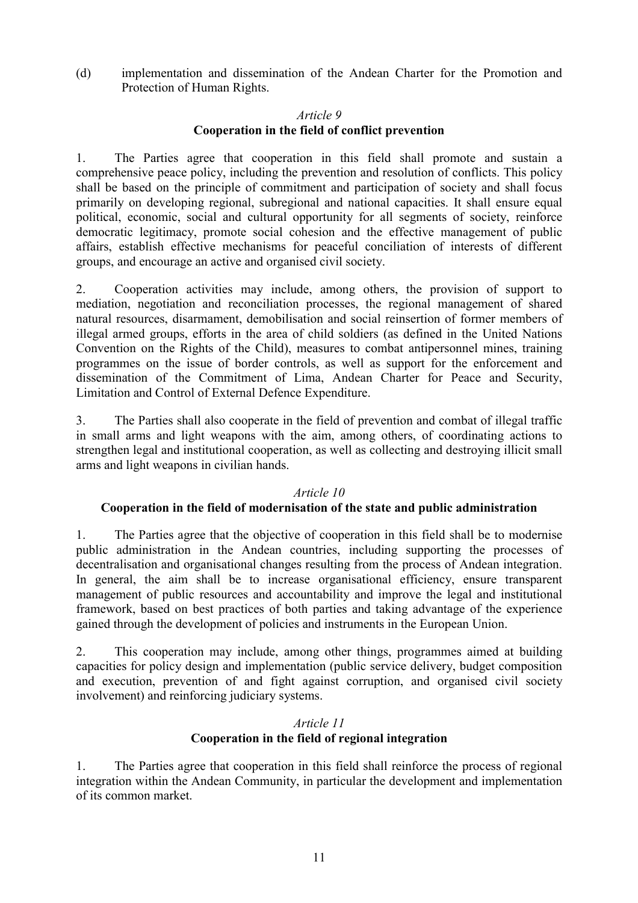(d) implementation and dissemination of the Andean Charter for the Promotion and Protection of Human Rights.

*Article 9*

**Cooperation in the field of conflict prevention**

1. The Parties agree that cooperation in this field shall promote and sustain a comprehensive peace policy, including the prevention and resolution of conflicts. This policy shall be based on the principle of commitment and participation of society and shall focus primarily on developing regional, subregional and national capacities. It shall ensure equal political, economic, social and cultural opportunity for all segments of society, reinforce democratic legitimacy, promote social cohesion and the effective management of public affairs, establish effective mechanisms for peaceful conciliation of interests of different groups, and encourage an active and organised civil society.

2. Cooperation activities may include, among others, the provision of support to mediation, negotiation and reconciliation processes, the regional management of shared natural resources, disarmament, demobilisation and social reinsertion of former members of illegal armed groups, efforts in the area of child soldiers (as defined in the United Nations Convention on the Rights of the Child), measures to combat antipersonnel mines, training programmes on the issue of border controls, as well as support for the enforcement and dissemination of the Commitment of Lima, Andean Charter for Peace and Security, Limitation and Control of External Defence Expenditure.

3. The Parties shall also cooperate in the field of prevention and combat of illegal traffic in small arms and light weapons with the aim, among others, of coordinating actions to strengthen legal and institutional cooperation, as well as collecting and destroying illicit small arms and light weapons in civilian hands.

*Article 10*

**Cooperation in the field of modernisation of the state and public administration**

1. The Parties agree that the objective of cooperation in this field shall be to modernise public administration in the Andean countries, including supporting the processes of decentralisation and organisational changes resulting from the process of Andean integration. In general, the aim shall be to increase organisational efficiency, ensure transparent management of public resources and accountability and improve the legal and institutional framework, based on best practices of both parties and taking advantage of the experience gained through the development of policies and instruments in the European Union.

2. This cooperation may include, among other things, programmes aimed at building capacities for policy design and implementation (public service delivery, budget composition and execution, prevention of and fight against corruption, and organised civil society involvement) and reinforcing judiciary systems.

*Article 11*

**Cooperation in the field of regional integration**

1. The Parties agree that cooperation in this field shall reinforce the process of regional integration within the Andean Community, in particular the development and implementation of its common market.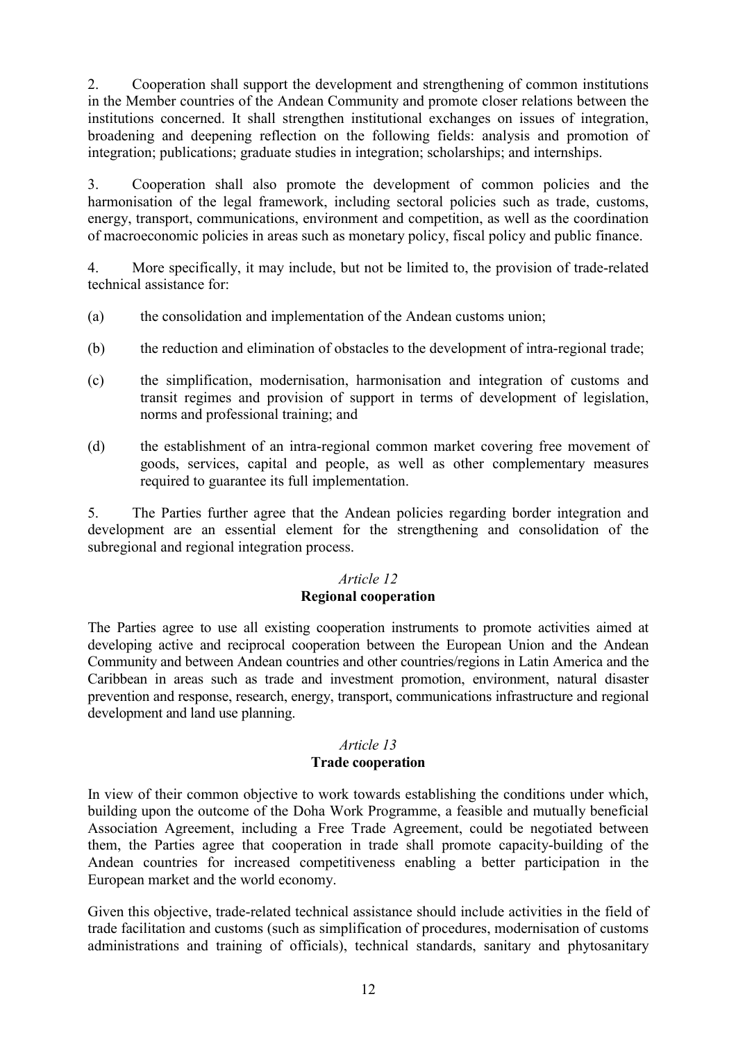2. Cooperation shall support the development and strengthening of common institutions in the Member countries of the Andean Community and promote closer relations between the institutions concerned. It shall strengthen institutional exchanges on issues of integration, broadening and deepening reflection on the following fields: analysis and promotion of integration; publications; graduate studies in integration; scholarships; and internships.

3. Cooperation shall also promote the development of common policies and the harmonisation of the legal framework, including sectoral policies such as trade, customs, energy, transport, communications, environment and competition, as well as the coordination of macroeconomic policies in areas such as monetary policy, fiscal policy and public finance.

4. More specifically, it may include, but not be limited to, the provision of trade-related technical assistance for:

(a) the consolidation and implementation of the Andean customs union;

(b) the reduction and elimination of obstacles to the development of intra-regional trade;

(c) the simplification, modernisation, harmonisation and integration of customs and transit regimes and provision of support in terms of development of legislation, norms and professional training; and

(d) the establishment of an intra-regional common market covering free movement of goods, services, capital and people, as well as other complementary measures required to guarantee its full implementation.

5. The Parties further agree that the Andean policies regarding border integration and development are an essential element for the strengthening and consolidation of the subregional and regional integration process.

*Article 12*

**Regional cooperation**

The Parties agree to use all existing cooperation instruments to promote activities aimed at developing active and reciprocal cooperation between the European Union and the Andean Community and between Andean countries and other countries/regions in Latin America and the Caribbean in areas such as trade and investment promotion, environment, natural disaster prevention and response, research, energy, transport, communications infrastructure and regional development and land use planning.

*Article 13*

**Trade cooperation**

In view of their common objective to work towards establishing the conditions under which, building upon the outcome of the Doha Work Programme, a feasible and mutually beneficial Association Agreement, including a Free Trade Agreement, could be negotiated between them, the Parties agree that cooperation in trade shall promote capacity-building of the Andean countries for increased competitiveness enabling a better participation in the European market and the world economy.

Given this objective, trade-related technical assistance should include activities in the field of trade facilitation and customs (such as simplification of procedures, modernisation of customs administrations and training of officials), technical standards, sanitary and phytosanitary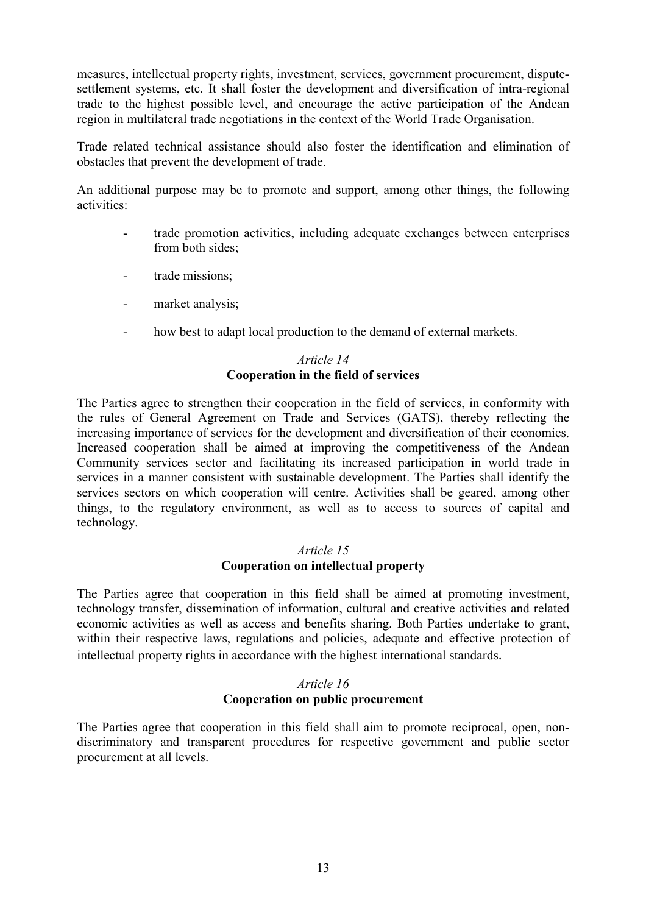measures, intellectual property rights, investment, services, government procurement, dispute-settlement systems, etc. It shall foster the development and diversification of intra-regional trade to the highest possible level, and encourage the active participation of the Andean region in multilateral trade negotiations in the context of the World Trade Organisation.

Trade related technical assistance should also foster the identification and elimination of obstacles that prevent the development of trade.

An additional purpose may be to promote and support, among other things, the following activities:

- trade promotion activities, including adequate exchanges between enterprises from both sides;
- trade missions;
- market analysis;
- how best to adapt local production to the demand of external markets.

*Article 14*
**Cooperation in the field of services**

The Parties agree to strengthen their cooperation in the field of services, in conformity with the rules of General Agreement on Trade and Services (GATS), thereby reflecting the increasing importance of services for the development and diversification of their economies. Increased cooperation shall be aimed at improving the competitiveness of the Andean Community services sector and facilitating its increased participation in world trade in services in a manner consistent with sustainable development. The Parties shall identify the services sectors on which cooperation will centre. Activities shall be geared, among other things, to the regulatory environment, as well as to access to sources of capital and technology.

*Article 15*
**Cooperation on intellectual property**

The Parties agree that cooperation in this field shall be aimed at promoting investment, technology transfer, dissemination of information, cultural and creative activities and related economic activities as well as access and benefits sharing. Both Parties undertake to grant, within their respective laws, regulations and policies, adequate and effective protection of intellectual property rights in accordance with the highest international standards.

*Article 16*
**Cooperation on public procurement**

The Parties agree that cooperation in this field shall aim to promote reciprocal, open, non-discriminatory and transparent procedures for respective government and public sector procurement at all levels.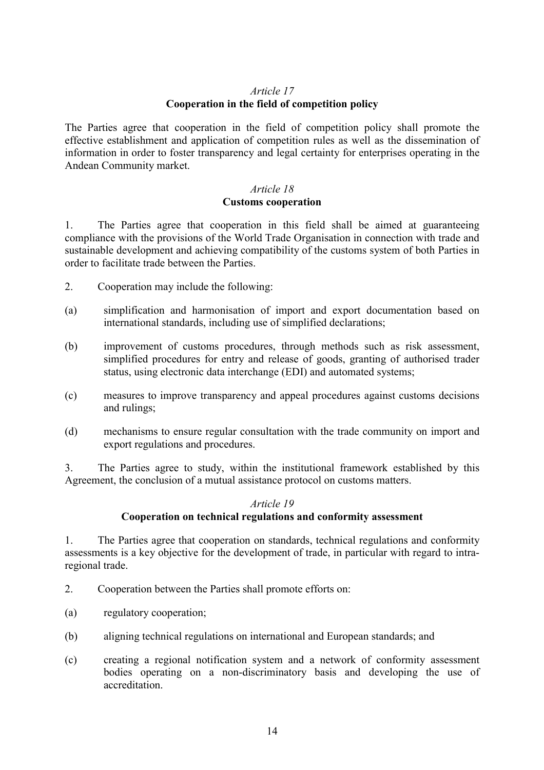*Article 17*

**Cooperation in the field of competition policy**

The Parties agree that cooperation in the field of competition policy shall promote the effective establishment and application of competition rules as well as the dissemination of information in order to foster transparency and legal certainty for enterprises operating in the Andean Community market.

*Article 18*

**Customs cooperation**

1. The Parties agree that cooperation in this field shall be aimed at guaranteeing compliance with the provisions of the World Trade Organisation in connection with trade and sustainable development and achieving compatibility of the customs system of both Parties in order to facilitate trade between the Parties.

2. Cooperation may include the following:

(a) simplification and harmonisation of import and export documentation based on international standards, including use of simplified declarations;

(b) improvement of customs procedures, through methods such as risk assessment, simplified procedures for entry and release of goods, granting of authorised trader status, using electronic data interchange (EDI) and automated systems;

(c) measures to improve transparency and appeal procedures against customs decisions and rulings;

(d) mechanisms to ensure regular consultation with the trade community on import and export regulations and procedures.

3. The Parties agree to study, within the institutional framework established by this Agreement, the conclusion of a mutual assistance protocol on customs matters.

*Article 19*

**Cooperation on technical regulations and conformity assessment**

1. The Parties agree that cooperation on standards, technical regulations and conformity assessments is a key objective for the development of trade, in particular with regard to intra-regional trade.

2. Cooperation between the Parties shall promote efforts on:

(a) regulatory cooperation;

(b) aligning technical regulations on international and European standards; and

(c) creating a regional notification system and a network of conformity assessment bodies operating on a non-discriminatory basis and developing the use of accreditation.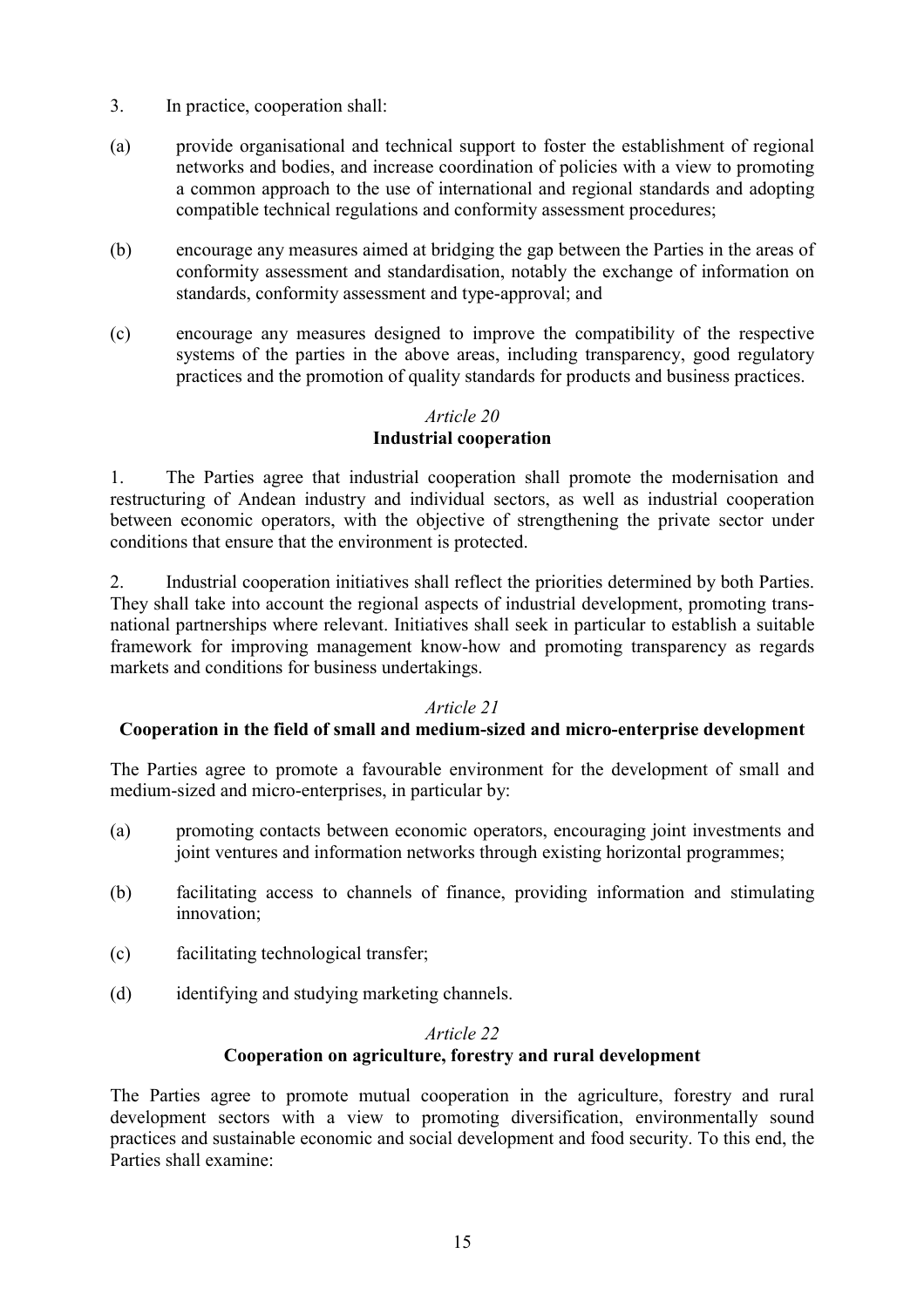3. In practice, cooperation shall:

(a) provide organisational and technical support to foster the establishment of regional networks and bodies, and increase coordination of policies with a view to promoting a common approach to the use of international and regional standards and adopting compatible technical regulations and conformity assessment procedures;

(b) encourage any measures aimed at bridging the gap between the Parties in the areas of conformity assessment and standardisation, notably the exchange of information on standards, conformity assessment and type-approval; and

(c) encourage any measures designed to improve the compatibility of the respective systems of the parties in the above areas, including transparency, good regulatory practices and the promotion of quality standards for products and business practices.

*Article 20*

**Industrial cooperation**

1. The Parties agree that industrial cooperation shall promote the modernisation and restructuring of Andean industry and individual sectors, as well as industrial cooperation between economic operators, with the objective of strengthening the private sector under conditions that ensure that the environment is protected.

2. Industrial cooperation initiatives shall reflect the priorities determined by both Parties. They shall take into account the regional aspects of industrial development, promoting trans-national partnerships where relevant. Initiatives shall seek in particular to establish a suitable framework for improving management know-how and promoting transparency as regards markets and conditions for business undertakings.

*Article 21*

**Cooperation in the field of small and medium-sized and micro-enterprise development**

The Parties agree to promote a favourable environment for the development of small and medium-sized and micro-enterprises, in particular by:

(a) promoting contacts between economic operators, encouraging joint investments and joint ventures and information networks through existing horizontal programmes;

(b) facilitating access to channels of finance, providing information and stimulating innovation;

(c) facilitating technological transfer;

(d) identifying and studying marketing channels.

*Article 22*

**Cooperation on agriculture, forestry and rural development**

The Parties agree to promote mutual cooperation in the agriculture, forestry and rural development sectors with a view to promoting diversification, environmentally sound practices and sustainable economic and social development and food security. To this end, the Parties shall examine: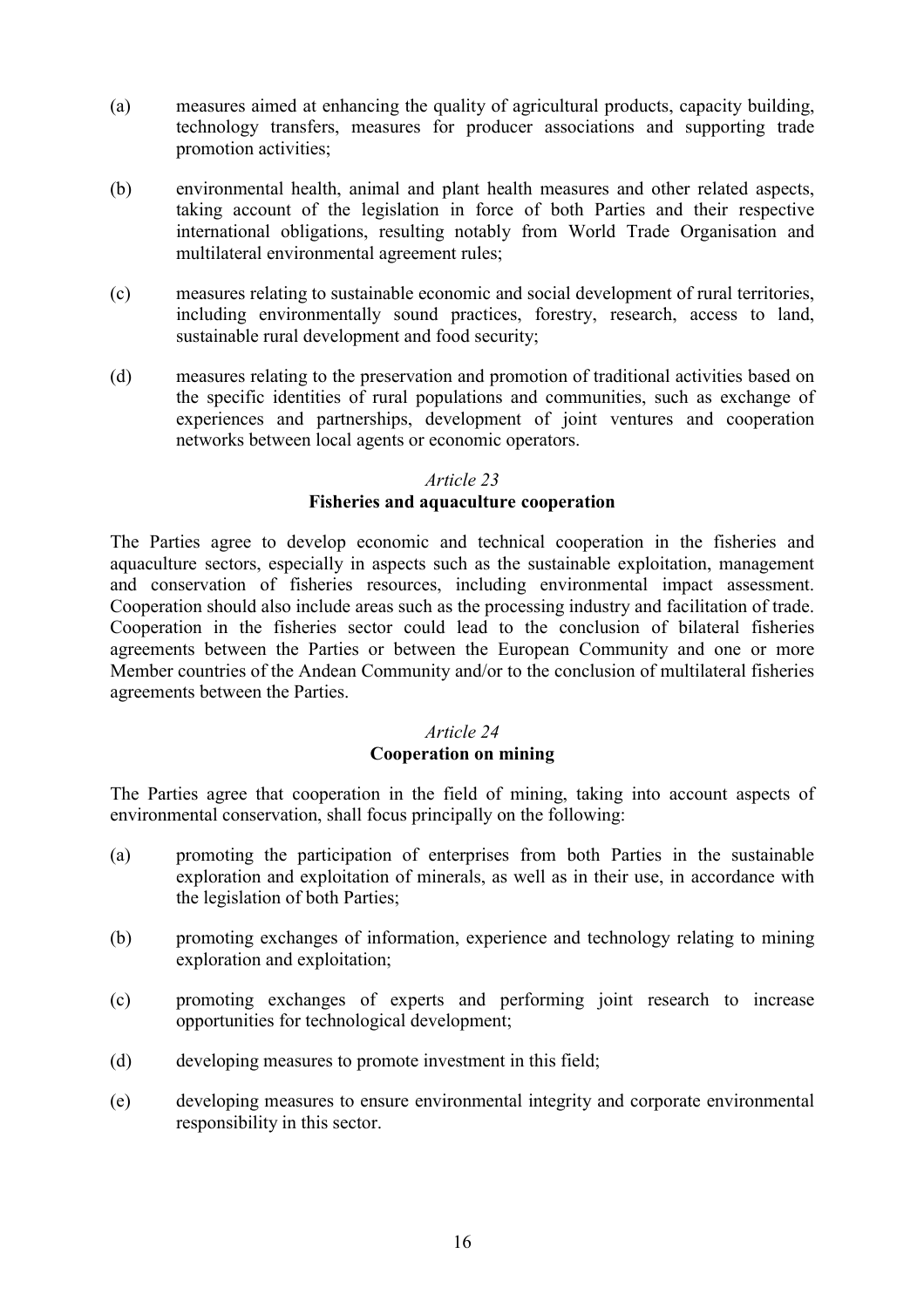(a) measures aimed at enhancing the quality of agricultural products, capacity building, technology transfers, measures for producer associations and supporting trade promotion activities;

(b) environmental health, animal and plant health measures and other related aspects, taking account of the legislation in force of both Parties and their respective international obligations, resulting notably from World Trade Organisation and multilateral environmental agreement rules;

(c) measures relating to sustainable economic and social development of rural territories, including environmentally sound practices, forestry, research, access to land, sustainable rural development and food security;

(d) measures relating to the preservation and promotion of traditional activities based on the specific identities of rural populations and communities, such as exchange of experiences and partnerships, development of joint ventures and cooperation networks between local agents or economic operators.

*Article 23*
**Fisheries and aquaculture cooperation**

The Parties agree to develop economic and technical cooperation in the fisheries and aquaculture sectors, especially in aspects such as the sustainable exploitation, management and conservation of fisheries resources, including environmental impact assessment. Cooperation should also include areas such as the processing industry and facilitation of trade. Cooperation in the fisheries sector could lead to the conclusion of bilateral fisheries agreements between the Parties or between the European Community and one or more Member countries of the Andean Community and/or to the conclusion of multilateral fisheries agreements between the Parties.

*Article 24*
**Cooperation on mining**

The Parties agree that cooperation in the field of mining, taking into account aspects of environmental conservation, shall focus principally on the following:

(a) promoting the participation of enterprises from both Parties in the sustainable exploration and exploitation of minerals, as well as in their use, in accordance with the legislation of both Parties;

(b) promoting exchanges of information, experience and technology relating to mining exploration and exploitation;

(c) promoting exchanges of experts and performing joint research to increase opportunities for technological development;

(d) developing measures to promote investment in this field;

(e) developing measures to ensure environmental integrity and corporate environmental responsibility in this sector.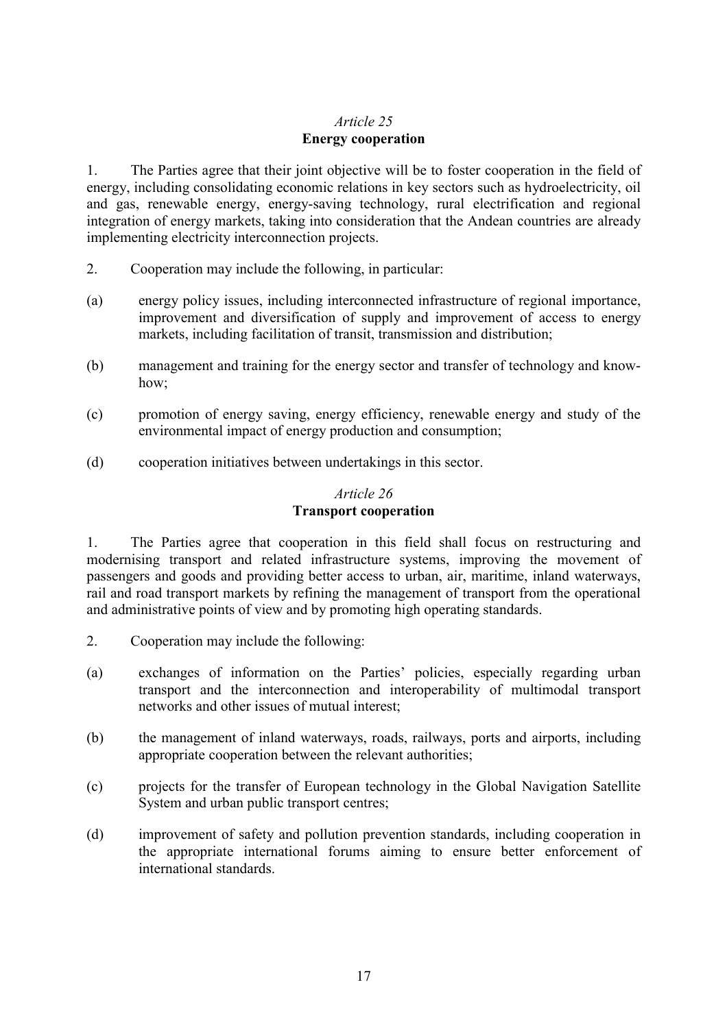*Article 25*

**Energy cooperation**

1. The Parties agree that their joint objective will be to foster cooperation in the field of energy, including consolidating economic relations in key sectors such as hydroelectricity, oil and gas, renewable energy, energy-saving technology, rural electrification and regional integration of energy markets, taking into consideration that the Andean countries are already implementing electricity interconnection projects.

2. Cooperation may include the following, in particular:

(a) energy policy issues, including interconnected infrastructure of regional importance, improvement and diversification of supply and improvement of access to energy markets, including facilitation of transit, transmission and distribution;

(b) management and training for the energy sector and transfer of technology and know-how;

(c) promotion of energy saving, energy efficiency, renewable energy and study of the environmental impact of energy production and consumption;

(d) cooperation initiatives between undertakings in this sector.

*Article 26*

**Transport cooperation**

1. The Parties agree that cooperation in this field shall focus on restructuring and modernising transport and related infrastructure systems, improving the movement of passengers and goods and providing better access to urban, air, maritime, inland waterways, rail and road transport markets by refining the management of transport from the operational and administrative points of view and by promoting high operating standards.

2. Cooperation may include the following:

(a) exchanges of information on the Parties' policies, especially regarding urban transport and the interconnection and interoperability of multimodal transport networks and other issues of mutual interest;

(b) the management of inland waterways, roads, railways, ports and airports, including appropriate cooperation between the relevant authorities;

(c) projects for the transfer of European technology in the Global Navigation Satellite System and urban public transport centres;

(d) improvement of safety and pollution prevention standards, including cooperation in the appropriate international forums aiming to ensure better enforcement of international standards.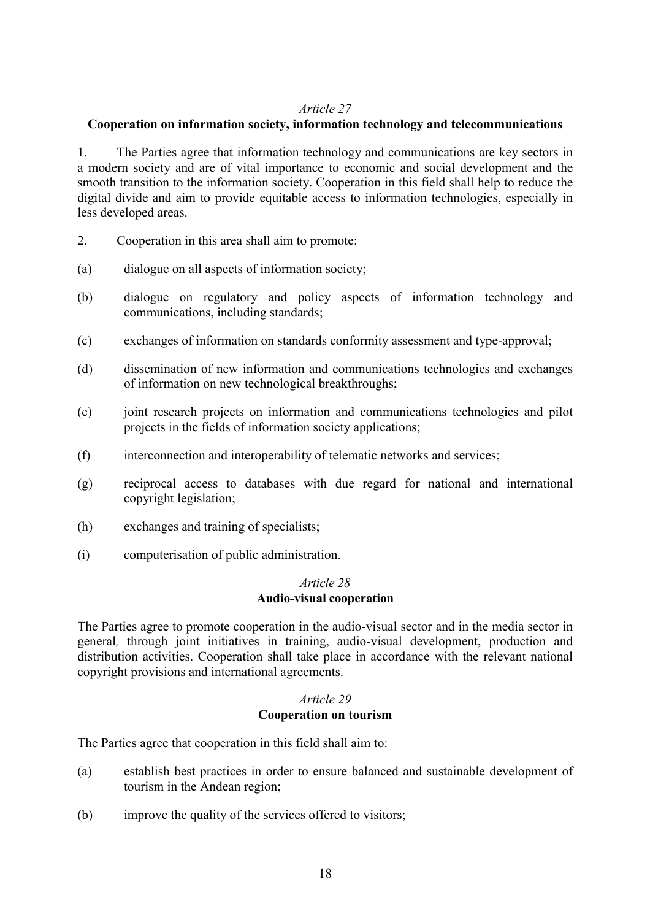*Article 27*

**Cooperation on information society, information technology and telecommunications**

1. The Parties agree that information technology and communications are key sectors in a modern society and are of vital importance to economic and social development and the smooth transition to the information society. Cooperation in this field shall help to reduce the digital divide and aim to provide equitable access to information technologies, especially in less developed areas.

2. Cooperation in this area shall aim to promote:

(a) dialogue on all aspects of information society;

(b) dialogue on regulatory and policy aspects of information technology and communications, including standards;

(c) exchanges of information on standards conformity assessment and type-approval;

(d) dissemination of new information and communications technologies and exchanges of information on new technological breakthroughs;

(e) joint research projects on information and communications technologies and pilot projects in the fields of information society applications;

(f) interconnection and interoperability of telematic networks and services;

(g) reciprocal access to databases with due regard for national and international copyright legislation;

(h) exchanges and training of specialists;

(i) computerisation of public administration.

*Article 28*

**Audio-visual cooperation**

The Parties agree to promote cooperation in the audio-visual sector and in the media sector in general*,* through joint initiatives in training, audio-visual development, production and distribution activities. Cooperation shall take place in accordance with the relevant national copyright provisions and international agreements.

*Article 29*

**Cooperation on tourism**

The Parties agree that cooperation in this field shall aim to:

(a) establish best practices in order to ensure balanced and sustainable development of tourism in the Andean region;

(b) improve the quality of the services offered to visitors;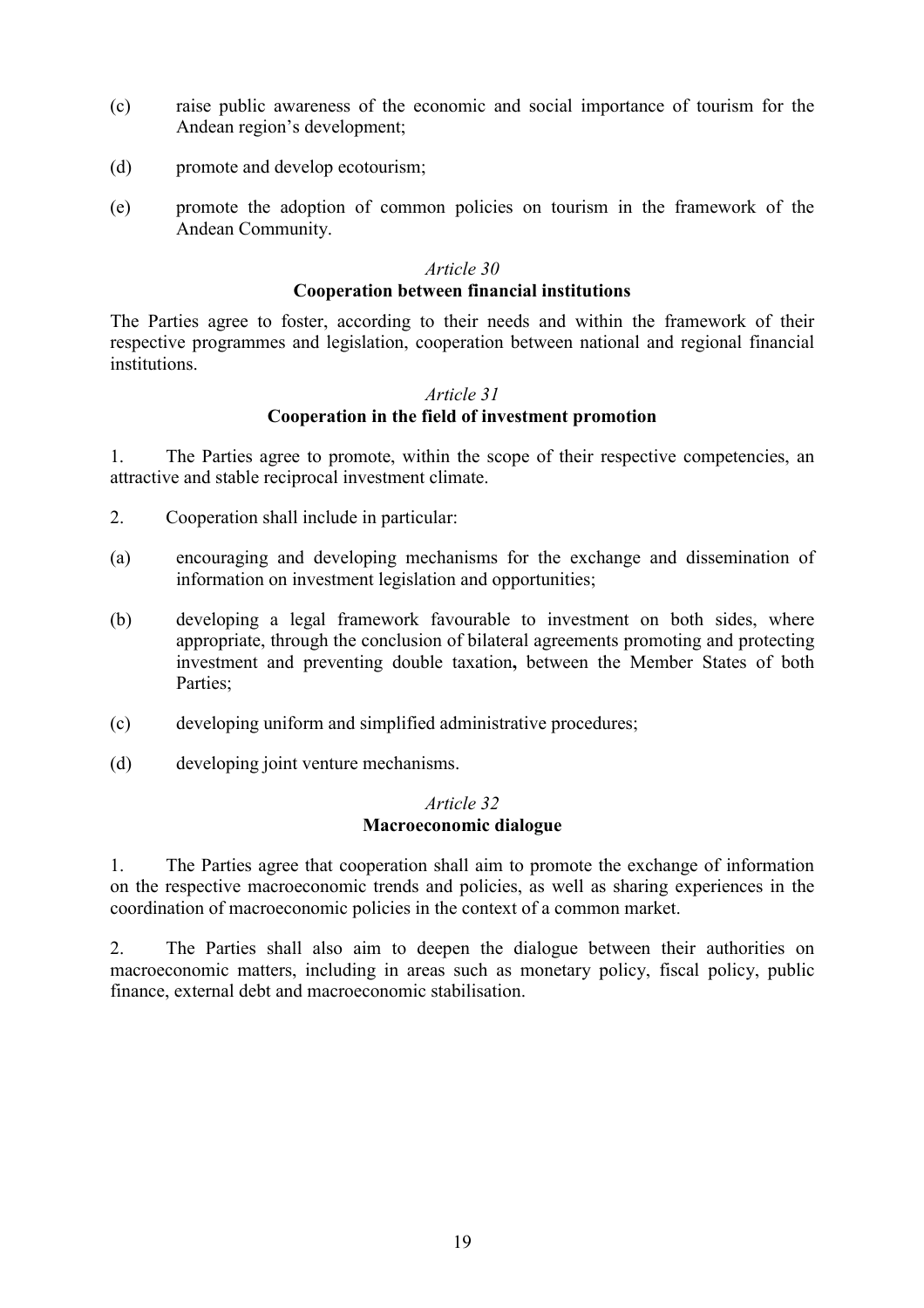(c) raise public awareness of the economic and social importance of tourism for the Andean region's development;

(d) promote and develop ecotourism;

(e) promote the adoption of common policies on tourism in the framework of the Andean Community.

*Article 30*

**Cooperation between financial institutions**

The Parties agree to foster, according to their needs and within the framework of their respective programmes and legislation, cooperation between national and regional financial institutions.

*Article 31*

**Cooperation in the field of investment promotion**

1. The Parties agree to promote, within the scope of their respective competencies, an attractive and stable reciprocal investment climate.

2. Cooperation shall include in particular:

(a) encouraging and developing mechanisms for the exchange and dissemination of information on investment legislation and opportunities;

(b) developing a legal framework favourable to investment on both sides, where appropriate, through the conclusion of bilateral agreements promoting and protecting investment and preventing double taxation**,** between the Member States of both Parties;

(c) developing uniform and simplified administrative procedures;

(d) developing joint venture mechanisms.

*Article 32*

**Macroeconomic dialogue**

1. The Parties agree that cooperation shall aim to promote the exchange of information on the respective macroeconomic trends and policies, as well as sharing experiences in the coordination of macroeconomic policies in the context of a common market.

2. The Parties shall also aim to deepen the dialogue between their authorities on macroeconomic matters, including in areas such as monetary policy, fiscal policy, public finance, external debt and macroeconomic stabilisation.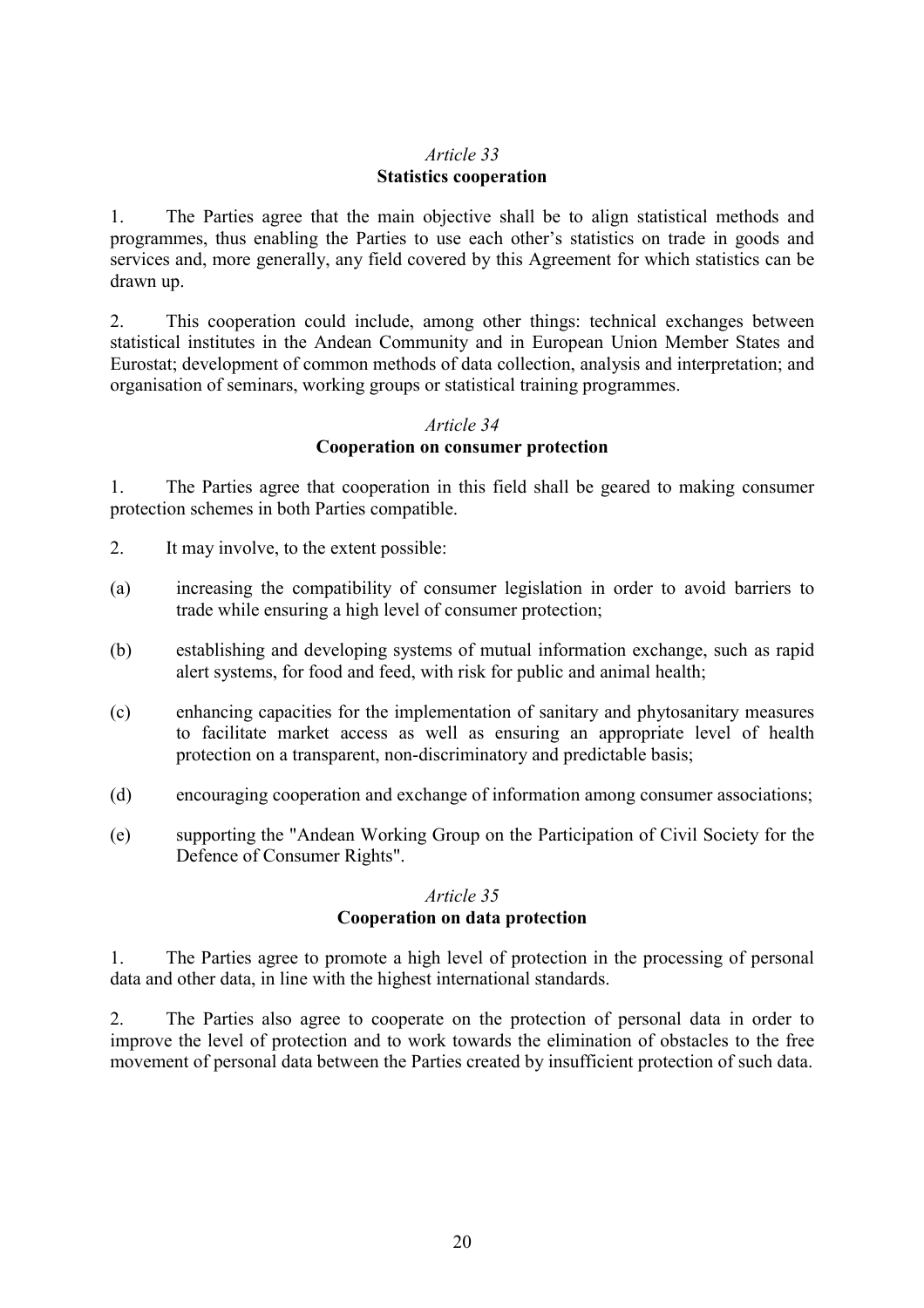### *Article 33*
### Statistics cooperation

1. The Parties agree that the main objective shall be to align statistical methods and programmes, thus enabling the Parties to use each other's statistics on trade in goods and services and, more generally, any field covered by this Agreement for which statistics can be drawn up.

2. This cooperation could include, among other things: technical exchanges between statistical institutes in the Andean Community and in European Union Member States and Eurostat; development of common methods of data collection, analysis and interpretation; and organisation of seminars, working groups or statistical training programmes.

### *Article 34*
### Cooperation on consumer protection

1. The Parties agree that cooperation in this field shall be geared to making consumer protection schemes in both Parties compatible.

2. It may involve, to the extent possible:

(a) increasing the compatibility of consumer legislation in order to avoid barriers to trade while ensuring a high level of consumer protection;

(b) establishing and developing systems of mutual information exchange, such as rapid alert systems, for food and feed, with risk for public and animal health;

(c) enhancing capacities for the implementation of sanitary and phytosanitary measures to facilitate market access as well as ensuring an appropriate level of health protection on a transparent, non-discriminatory and predictable basis;

(d) encouraging cooperation and exchange of information among consumer associations;

(e) supporting the "Andean Working Group on the Participation of Civil Society for the Defence of Consumer Rights".

### *Article 35*
### Cooperation on data protection

1. The Parties agree to promote a high level of protection in the processing of personal data and other data, in line with the highest international standards.

2. The Parties also agree to cooperate on the protection of personal data in order to improve the level of protection and to work towards the elimination of obstacles to the free movement of personal data between the Parties created by insufficient protection of such data.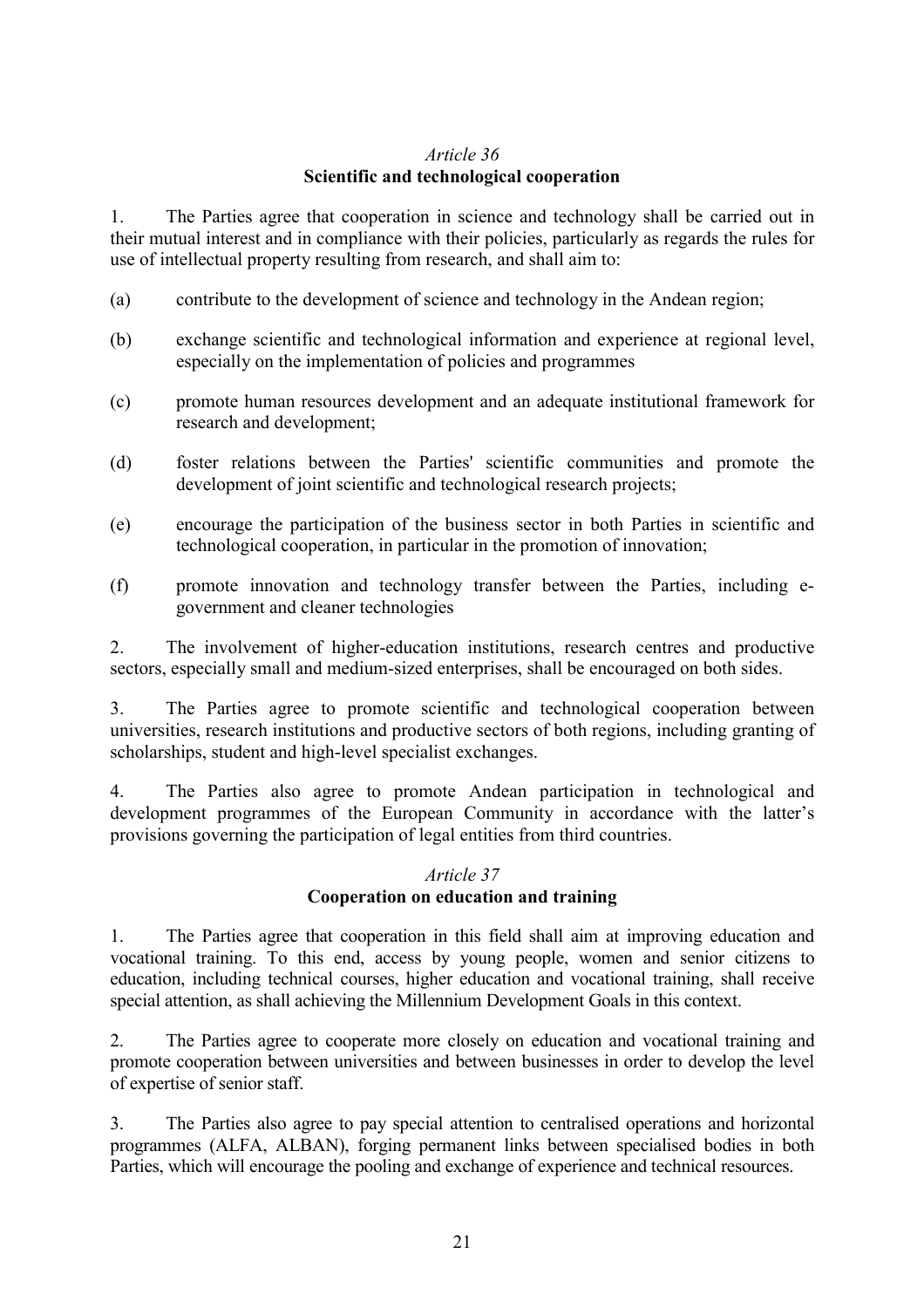*Article 36*

**Scientific and technological cooperation**

1. The Parties agree that cooperation in science and technology shall be carried out in their mutual interest and in compliance with their policies, particularly as regards the rules for use of intellectual property resulting from research, and shall aim to:

(a) contribute to the development of science and technology in the Andean region;

(b) exchange scientific and technological information and experience at regional level, especially on the implementation of policies and programmes

(c) promote human resources development and an adequate institutional framework for research and development;

(d) foster relations between the Parties' scientific communities and promote the development of joint scientific and technological research projects;

(e) encourage the participation of the business sector in both Parties in scientific and technological cooperation, in particular in the promotion of innovation;

(f) promote innovation and technology transfer between the Parties, including e-government and cleaner technologies

2. The involvement of higher-education institutions, research centres and productive sectors, especially small and medium-sized enterprises, shall be encouraged on both sides.

3. The Parties agree to promote scientific and technological cooperation between universities, research institutions and productive sectors of both regions, including granting of scholarships, student and high-level specialist exchanges.

4. The Parties also agree to promote Andean participation in technological and development programmes of the European Community in accordance with the latter's provisions governing the participation of legal entities from third countries.

*Article 37*

**Cooperation on education and training**

1. The Parties agree that cooperation in this field shall aim at improving education and vocational training. To this end, access by young people, women and senior citizens to education, including technical courses, higher education and vocational training, shall receive special attention, as shall achieving the Millennium Development Goals in this context.

2. The Parties agree to cooperate more closely on education and vocational training and promote cooperation between universities and between businesses in order to develop the level of expertise of senior staff.

3. The Parties also agree to pay special attention to centralised operations and horizontal programmes (ALFA, ALBAN), forging permanent links between specialised bodies in both Parties, which will encourage the pooling and exchange of experience and technical resources.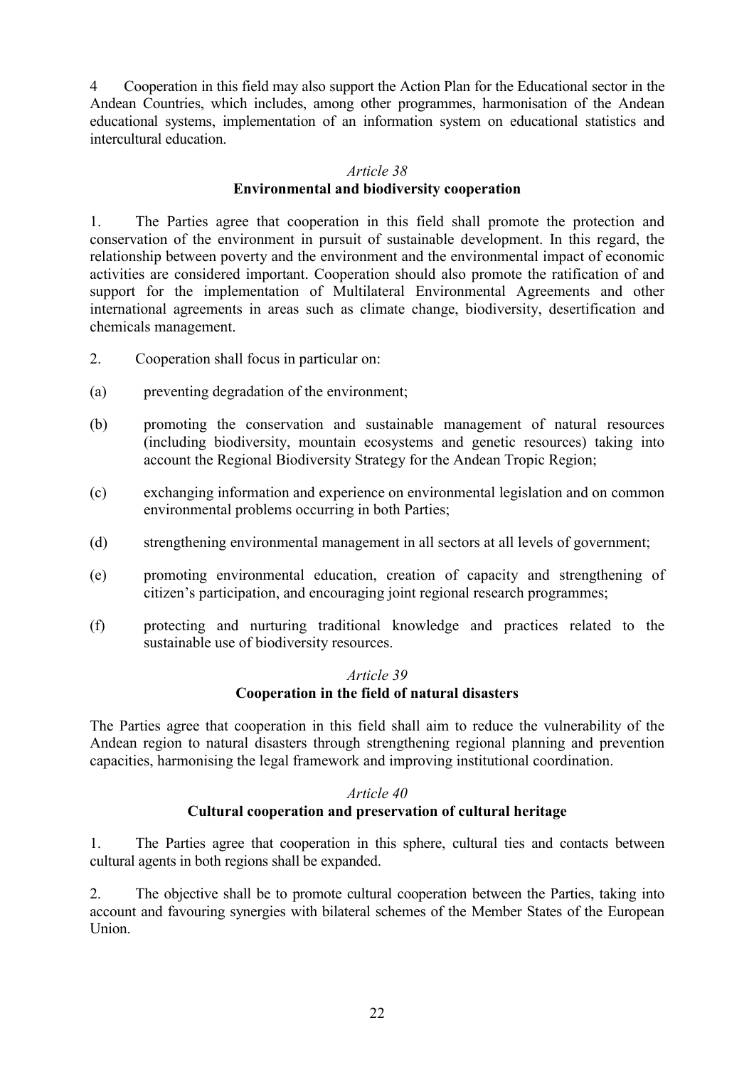4 Cooperation in this field may also support the Action Plan for the Educational sector in the Andean Countries, which includes, among other programmes, harmonisation of the Andean educational systems, implementation of an information system on educational statistics and intercultural education.

*Article 38*

**Environmental and biodiversity cooperation**

1. The Parties agree that cooperation in this field shall promote the protection and conservation of the environment in pursuit of sustainable development. In this regard, the relationship between poverty and the environment and the environmental impact of economic activities are considered important. Cooperation should also promote the ratification of and support for the implementation of Multilateral Environmental Agreements and other international agreements in areas such as climate change, biodiversity, desertification and chemicals management.

2. Cooperation shall focus in particular on:

(a) preventing degradation of the environment;

(b) promoting the conservation and sustainable management of natural resources (including biodiversity, mountain ecosystems and genetic resources) taking into account the Regional Biodiversity Strategy for the Andean Tropic Region;

(c) exchanging information and experience on environmental legislation and on common environmental problems occurring in both Parties;

(d) strengthening environmental management in all sectors at all levels of government;

(e) promoting environmental education, creation of capacity and strengthening of citizen's participation, and encouraging joint regional research programmes;

(f) protecting and nurturing traditional knowledge and practices related to the sustainable use of biodiversity resources.

*Article 39*

**Cooperation in the field of natural disasters**

The Parties agree that cooperation in this field shall aim to reduce the vulnerability of the Andean region to natural disasters through strengthening regional planning and prevention capacities, harmonising the legal framework and improving institutional coordination.

*Article 40*

**Cultural cooperation and preservation of cultural heritage**

1. The Parties agree that cooperation in this sphere, cultural ties and contacts between cultural agents in both regions shall be expanded.

2. The objective shall be to promote cultural cooperation between the Parties, taking into account and favouring synergies with bilateral schemes of the Member States of the European Union.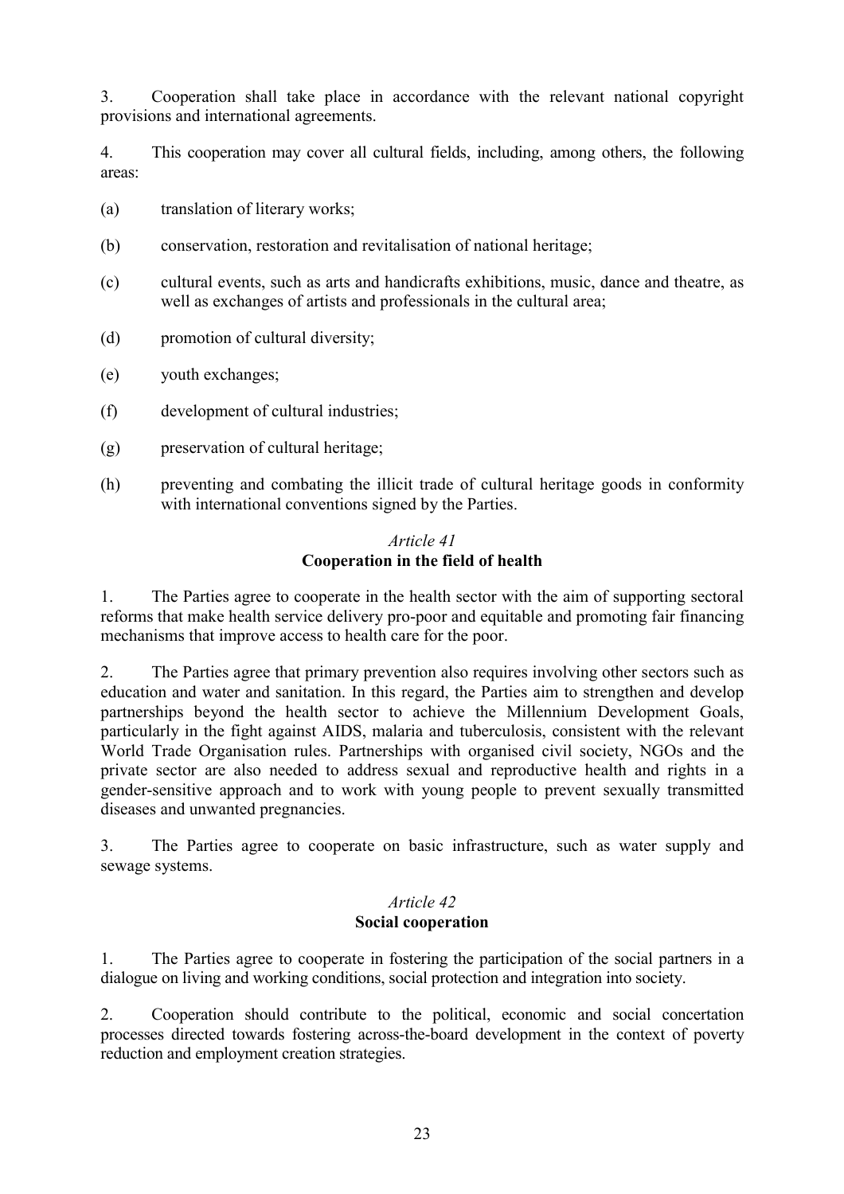3. Cooperation shall take place in accordance with the relevant national copyright provisions and international agreements.

4. This cooperation may cover all cultural fields, including, among others, the following areas:

(a) translation of literary works;

(b) conservation, restoration and revitalisation of national heritage;

(c) cultural events, such as arts and handicrafts exhibitions, music, dance and theatre, as well as exchanges of artists and professionals in the cultural area;

(d) promotion of cultural diversity;

(e) youth exchanges;

(f) development of cultural industries;

(g) preservation of cultural heritage;

(h) preventing and combating the illicit trade of cultural heritage goods in conformity with international conventions signed by the Parties.

### *Article 41*
### Cooperation in the field of health

1. The Parties agree to cooperate in the health sector with the aim of supporting sectoral reforms that make health service delivery pro-poor and equitable and promoting fair financing mechanisms that improve access to health care for the poor.

2. The Parties agree that primary prevention also requires involving other sectors such as education and water and sanitation. In this regard, the Parties aim to strengthen and develop partnerships beyond the health sector to achieve the Millennium Development Goals, particularly in the fight against AIDS, malaria and tuberculosis, consistent with the relevant World Trade Organisation rules. Partnerships with organised civil society, NGOs and the private sector are also needed to address sexual and reproductive health and rights in a gender-sensitive approach and to work with young people to prevent sexually transmitted diseases and unwanted pregnancies.

3. The Parties agree to cooperate on basic infrastructure, such as water supply and sewage systems.

### *Article 42*
### Social cooperation

1. The Parties agree to cooperate in fostering the participation of the social partners in a dialogue on living and working conditions, social protection and integration into society.

2. Cooperation should contribute to the political, economic and social concertation processes directed towards fostering across-the-board development in the context of poverty reduction and employment creation strategies.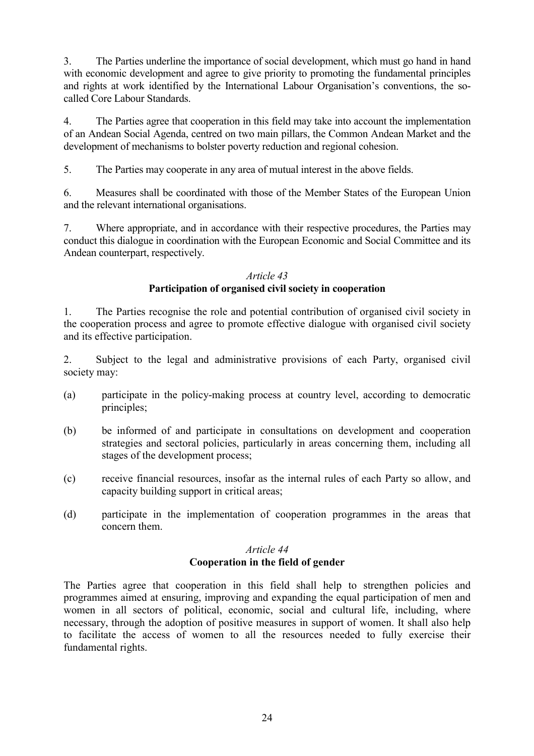3. The Parties underline the importance of social development, which must go hand in hand with economic development and agree to give priority to promoting the fundamental principles and rights at work identified by the International Labour Organisation's conventions, the so-called Core Labour Standards.

4. The Parties agree that cooperation in this field may take into account the implementation of an Andean Social Agenda, centred on two main pillars, the Common Andean Market and the development of mechanisms to bolster poverty reduction and regional cohesion.

5. The Parties may cooperate in any area of mutual interest in the above fields.

6. Measures shall be coordinated with those of the Member States of the European Union and the relevant international organisations.

7. Where appropriate, and in accordance with their respective procedures, the Parties may conduct this dialogue in coordination with the European Economic and Social Committee and its Andean counterpart, respectively.

*Article 43*

**Participation of organised civil society in cooperation**

1. The Parties recognise the role and potential contribution of organised civil society in the cooperation process and agree to promote effective dialogue with organised civil society and its effective participation.

2. Subject to the legal and administrative provisions of each Party, organised civil society may:

(a) participate in the policy-making process at country level, according to democratic principles;

(b) be informed of and participate in consultations on development and cooperation strategies and sectoral policies, particularly in areas concerning them, including all stages of the development process;

(c) receive financial resources, insofar as the internal rules of each Party so allow, and capacity building support in critical areas;

(d) participate in the implementation of cooperation programmes in the areas that concern them.

*Article 44*

**Cooperation in the field of gender**

The Parties agree that cooperation in this field shall help to strengthen policies and programmes aimed at ensuring, improving and expanding the equal participation of men and women in all sectors of political, economic, social and cultural life, including, where necessary, through the adoption of positive measures in support of women. It shall also help to facilitate the access of women to all the resources needed to fully exercise their fundamental rights.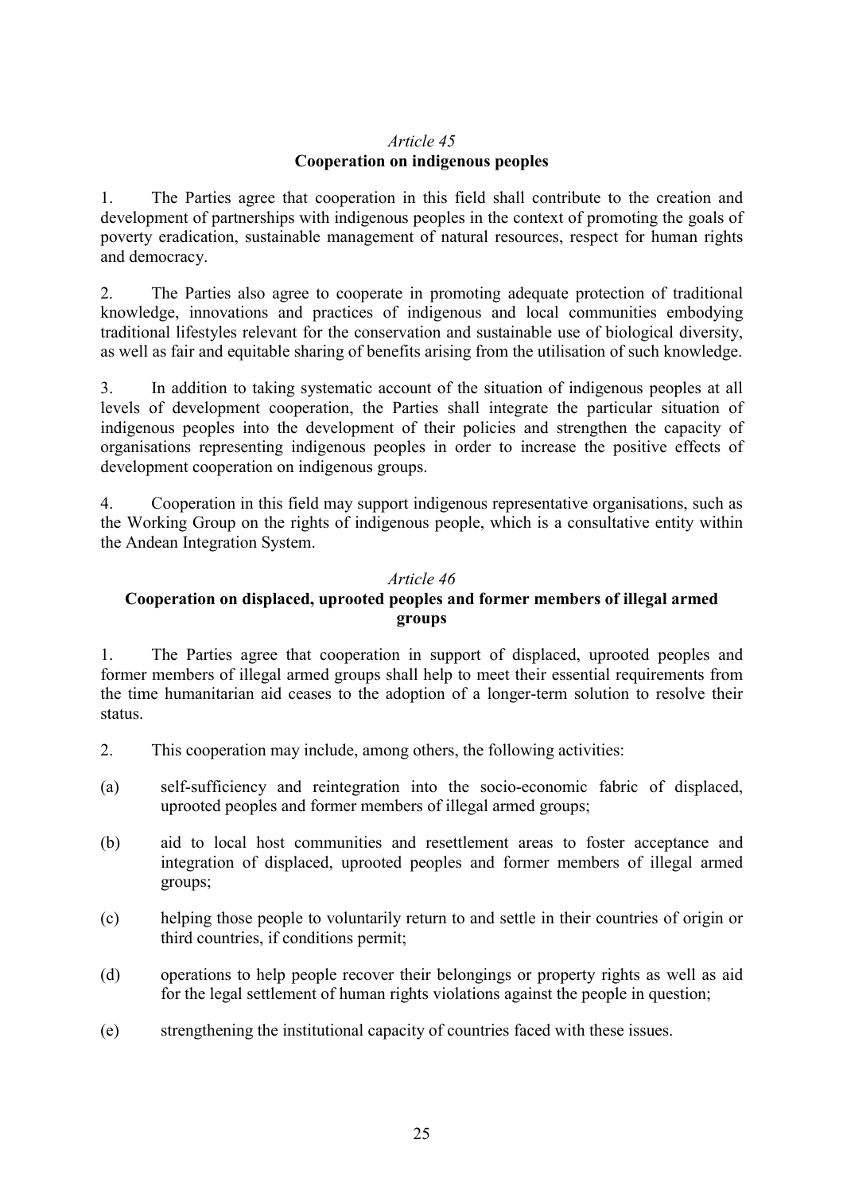*Article 45*

**Cooperation on indigenous peoples**

1. The Parties agree that cooperation in this field shall contribute to the creation and development of partnerships with indigenous peoples in the context of promoting the goals of poverty eradication, sustainable management of natural resources, respect for human rights and democracy.

2. The Parties also agree to cooperate in promoting adequate protection of traditional knowledge, innovations and practices of indigenous and local communities embodying traditional lifestyles relevant for the conservation and sustainable use of biological diversity, as well as fair and equitable sharing of benefits arising from the utilisation of such knowledge.

3. In addition to taking systematic account of the situation of indigenous peoples at all levels of development cooperation, the Parties shall integrate the particular situation of indigenous peoples into the development of their policies and strengthen the capacity of organisations representing indigenous peoples in order to increase the positive effects of development cooperation on indigenous groups.

4. Cooperation in this field may support indigenous representative organisations, such as the Working Group on the rights of indigenous people, which is a consultative entity within the Andean Integration System.

*Article 46*

**Cooperation on displaced, uprooted peoples and former members of illegal armed groups**

1. The Parties agree that cooperation in support of displaced, uprooted peoples and former members of illegal armed groups shall help to meet their essential requirements from the time humanitarian aid ceases to the adoption of a longer-term solution to resolve their status.

2. This cooperation may include, among others, the following activities:

(a) self-sufficiency and reintegration into the socio-economic fabric of displaced, uprooted peoples and former members of illegal armed groups;

(b) aid to local host communities and resettlement areas to foster acceptance and integration of displaced, uprooted peoples and former members of illegal armed groups;

(c) helping those people to voluntarily return to and settle in their countries of origin or third countries, if conditions permit;

(d) operations to help people recover their belongings or property rights as well as aid for the legal settlement of human rights violations against the people in question;

(e) strengthening the institutional capacity of countries faced with these issues.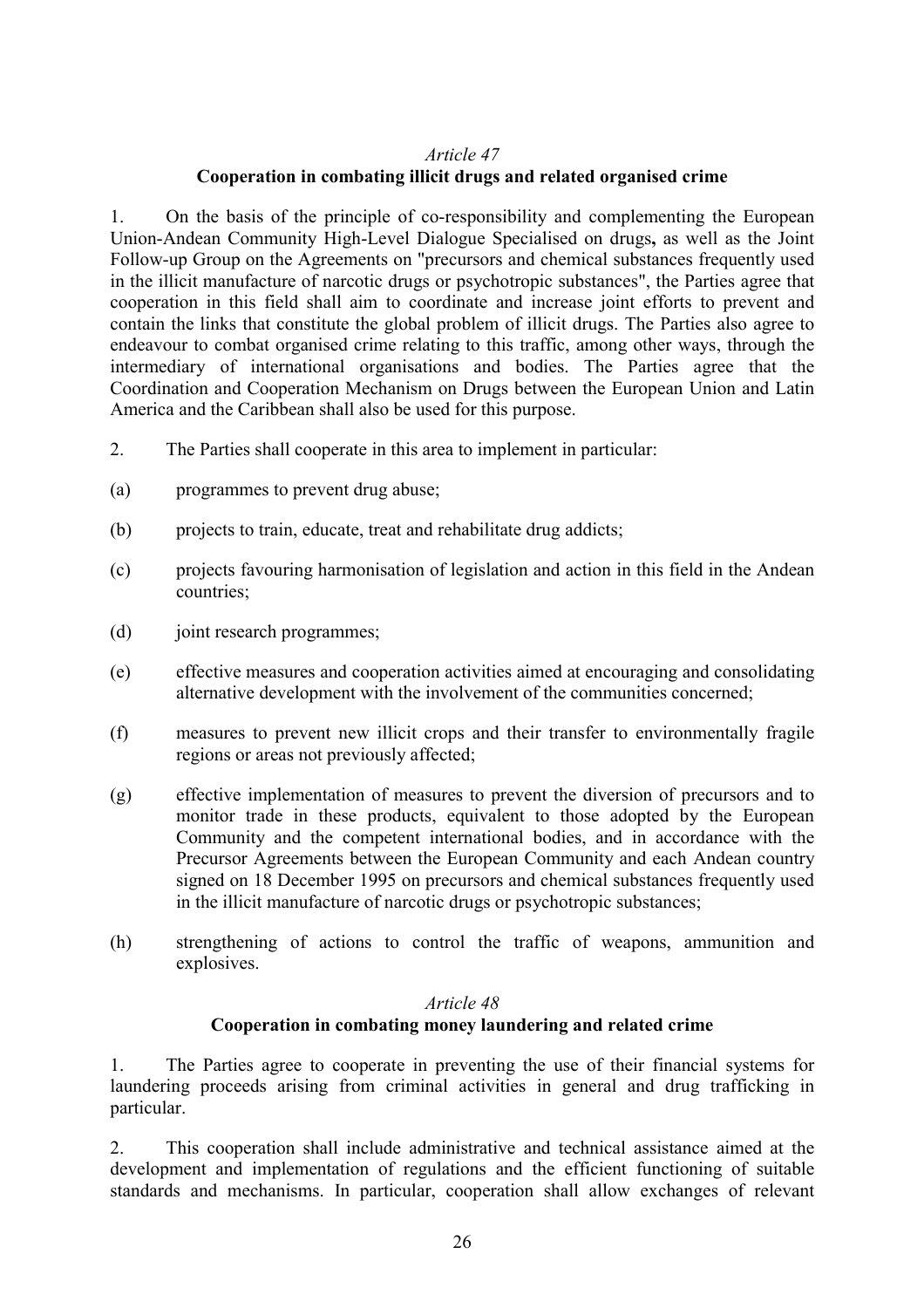*Article 47*

**Cooperation in combating illicit drugs and related organised crime**

1. On the basis of the principle of co-responsibility and complementing the European Union-Andean Community High-Level Dialogue Specialised on drugs**,** as well as the Joint Follow-up Group on the Agreements on "precursors and chemical substances frequently used in the illicit manufacture of narcotic drugs or psychotropic substances", the Parties agree that cooperation in this field shall aim to coordinate and increase joint efforts to prevent and contain the links that constitute the global problem of illicit drugs. The Parties also agree to endeavour to combat organised crime relating to this traffic, among other ways, through the intermediary of international organisations and bodies. The Parties agree that the Coordination and Cooperation Mechanism on Drugs between the European Union and Latin America and the Caribbean shall also be used for this purpose.

2. The Parties shall cooperate in this area to implement in particular:

(a) programmes to prevent drug abuse;

(b) projects to train, educate, treat and rehabilitate drug addicts;

(c) projects favouring harmonisation of legislation and action in this field in the Andean countries;

(d) joint research programmes;

(e) effective measures and cooperation activities aimed at encouraging and consolidating alternative development with the involvement of the communities concerned;

(f) measures to prevent new illicit crops and their transfer to environmentally fragile regions or areas not previously affected;

(g) effective implementation of measures to prevent the diversion of precursors and to monitor trade in these products, equivalent to those adopted by the European Community and the competent international bodies, and in accordance with the Precursor Agreements between the European Community and each Andean country signed on 18 December 1995 on precursors and chemical substances frequently used in the illicit manufacture of narcotic drugs or psychotropic substances;

(h) strengthening of actions to control the traffic of weapons, ammunition and explosives.

*Article 48*

**Cooperation in combating money laundering and related crime**

1. The Parties agree to cooperate in preventing the use of their financial systems for laundering proceeds arising from criminal activities in general and drug trafficking in particular.

2. This cooperation shall include administrative and technical assistance aimed at the development and implementation of regulations and the efficient functioning of suitable standards and mechanisms. In particular, cooperation shall allow exchanges of relevant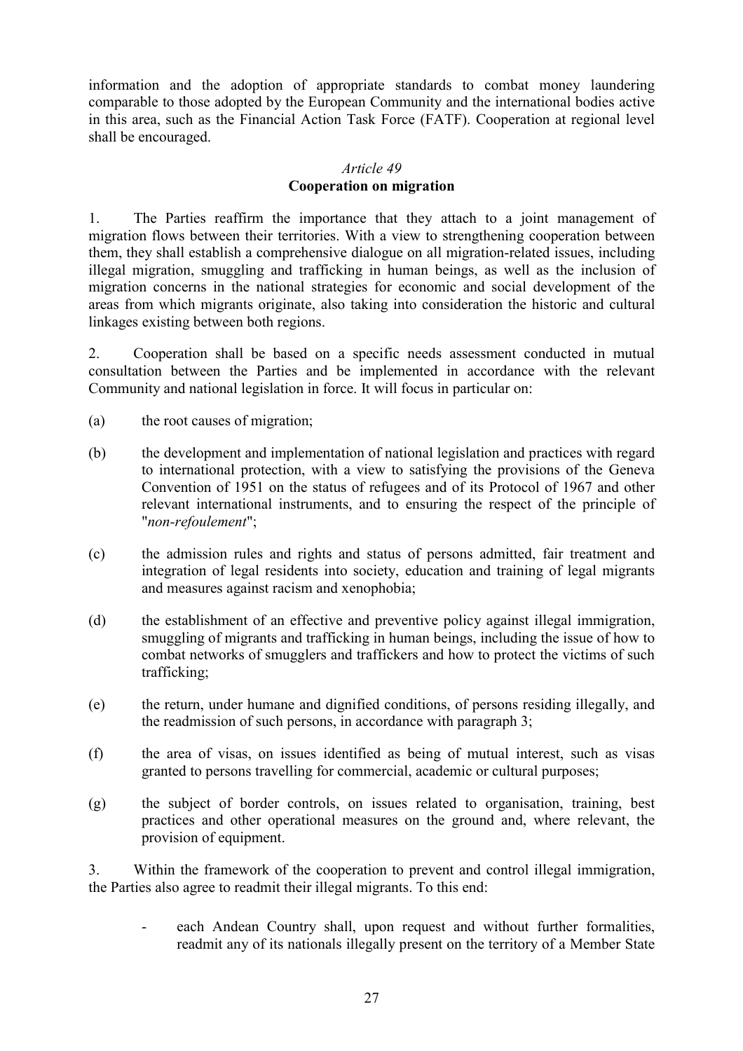information and the adoption of appropriate standards to combat money laundering comparable to those adopted by the European Community and the international bodies active in this area, such as the Financial Action Task Force (FATF). Cooperation at regional level shall be encouraged.

*Article 49*

**Cooperation on migration**

1. The Parties reaffirm the importance that they attach to a joint management of migration flows between their territories. With a view to strengthening cooperation between them, they shall establish a comprehensive dialogue on all migration-related issues, including illegal migration, smuggling and trafficking in human beings, as well as the inclusion of migration concerns in the national strategies for economic and social development of the areas from which migrants originate, also taking into consideration the historic and cultural linkages existing between both regions.

2. Cooperation shall be based on a specific needs assessment conducted in mutual consultation between the Parties and be implemented in accordance with the relevant Community and national legislation in force. It will focus in particular on:

(a) the root causes of migration;

(b) the development and implementation of national legislation and practices with regard to international protection, with a view to satisfying the provisions of the Geneva Convention of 1951 on the status of refugees and of its Protocol of 1967 and other relevant international instruments, and to ensuring the respect of the principle of "*non-refoulement*";

(c) the admission rules and rights and status of persons admitted, fair treatment and integration of legal residents into society, education and training of legal migrants and measures against racism and xenophobia;

(d) the establishment of an effective and preventive policy against illegal immigration, smuggling of migrants and trafficking in human beings, including the issue of how to combat networks of smugglers and traffickers and how to protect the victims of such trafficking;

(e) the return, under humane and dignified conditions, of persons residing illegally, and the readmission of such persons, in accordance with paragraph 3;

(f) the area of visas, on issues identified as being of mutual interest, such as visas granted to persons travelling for commercial, academic or cultural purposes;

(g) the subject of border controls, on issues related to organisation, training, best practices and other operational measures on the ground and, where relevant, the provision of equipment.

3. Within the framework of the cooperation to prevent and control illegal immigration, the Parties also agree to readmit their illegal migrants. To this end:

- each Andean Country shall, upon request and without further formalities, readmit any of its nationals illegally present on the territory of a Member State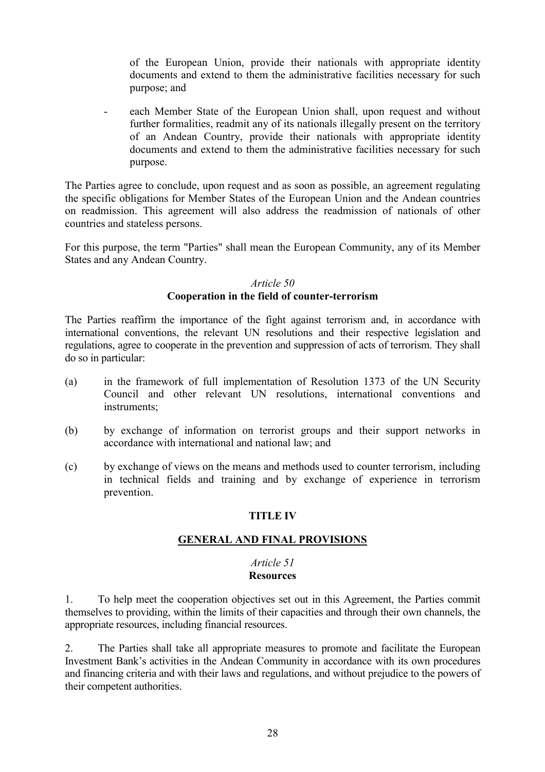of the European Union, provide their nationals with appropriate identity documents and extend to them the administrative facilities necessary for such purpose; and

- each Member State of the European Union shall, upon request and without further formalities, readmit any of its nationals illegally present on the territory of an Andean Country, provide their nationals with appropriate identity documents and extend to them the administrative facilities necessary for such purpose.

The Parties agree to conclude, upon request and as soon as possible, an agreement regulating the specific obligations for Member States of the European Union and the Andean countries on readmission. This agreement will also address the readmission of nationals of other countries and stateless persons.

For this purpose, the term "Parties" shall mean the European Community, any of its Member States and any Andean Country.

*Article 50*
**Cooperation in the field of counter-terrorism**

The Parties reaffirm the importance of the fight against terrorism and, in accordance with international conventions, the relevant UN resolutions and their respective legislation and regulations, agree to cooperate in the prevention and suppression of acts of terrorism. They shall do so in particular:

(a) in the framework of full implementation of Resolution 1373 of the UN Security Council and other relevant UN resolutions, international conventions and instruments;

(b) by exchange of information on terrorist groups and their support networks in accordance with international and national law; and

(c) by exchange of views on the means and methods used to counter terrorism, including in technical fields and training and by exchange of experience in terrorism prevention.

## TITLE IV

## GENERAL AND FINAL PROVISIONS

*Article 51*
**Resources**

1. To help meet the cooperation objectives set out in this Agreement, the Parties commit themselves to providing, within the limits of their capacities and through their own channels, the appropriate resources, including financial resources.

2. The Parties shall take all appropriate measures to promote and facilitate the European Investment Bank's activities in the Andean Community in accordance with its own procedures and financing criteria and with their laws and regulations, and without prejudice to the powers of their competent authorities.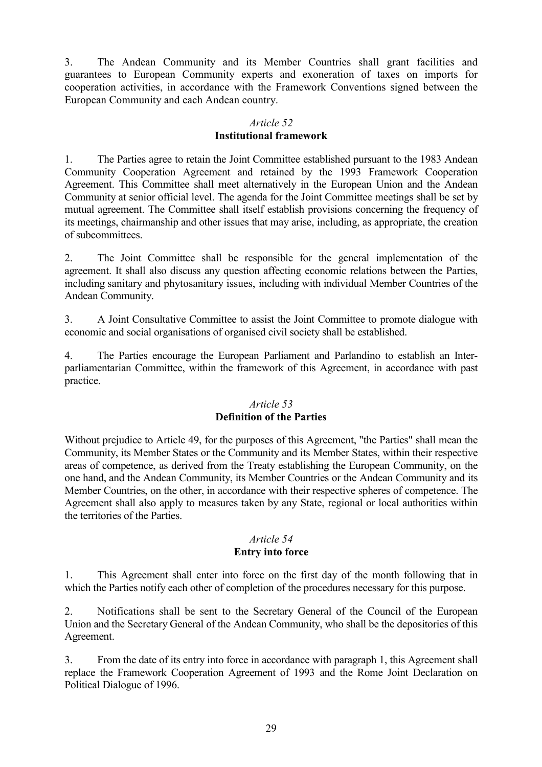3. The Andean Community and its Member Countries shall grant facilities and guarantees to European Community experts and exoneration of taxes on imports for cooperation activities, in accordance with the Framework Conventions signed between the European Community and each Andean country.

*Article 52*
**Institutional framework**

1. The Parties agree to retain the Joint Committee established pursuant to the 1983 Andean Community Cooperation Agreement and retained by the 1993 Framework Cooperation Agreement. This Committee shall meet alternatively in the European Union and the Andean Community at senior official level. The agenda for the Joint Committee meetings shall be set by mutual agreement. The Committee shall itself establish provisions concerning the frequency of its meetings, chairmanship and other issues that may arise, including, as appropriate, the creation of subcommittees.

2. The Joint Committee shall be responsible for the general implementation of the agreement. It shall also discuss any question affecting economic relations between the Parties, including sanitary and phytosanitary issues, including with individual Member Countries of the Andean Community.

3. A Joint Consultative Committee to assist the Joint Committee to promote dialogue with economic and social organisations of organised civil society shall be established.

4. The Parties encourage the European Parliament and Parlandino to establish an Inter-parliamentarian Committee, within the framework of this Agreement, in accordance with past practice.

*Article 53*
**Definition of the Parties**

Without prejudice to Article 49, for the purposes of this Agreement, "the Parties" shall mean the Community, its Member States or the Community and its Member States, within their respective areas of competence, as derived from the Treaty establishing the European Community, on the one hand, and the Andean Community, its Member Countries or the Andean Community and its Member Countries, on the other, in accordance with their respective spheres of competence. The Agreement shall also apply to measures taken by any State, regional or local authorities within the territories of the Parties.

*Article 54*
**Entry into force**

1. This Agreement shall enter into force on the first day of the month following that in which the Parties notify each other of completion of the procedures necessary for this purpose.

2. Notifications shall be sent to the Secretary General of the Council of the European Union and the Secretary General of the Andean Community, who shall be the depositories of this Agreement.

3. From the date of its entry into force in accordance with paragraph 1, this Agreement shall replace the Framework Cooperation Agreement of 1993 and the Rome Joint Declaration on Political Dialogue of 1996.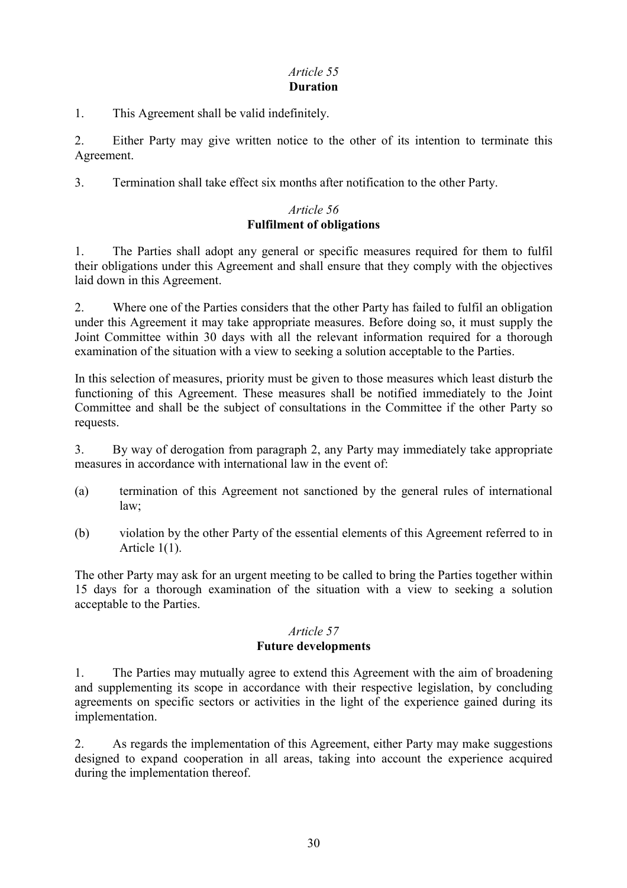*Article 55*
**Duration**

1. This Agreement shall be valid indefinitely.

2. Either Party may give written notice to the other of its intention to terminate this Agreement.

3. Termination shall take effect six months after notification to the other Party.

*Article 56*
**Fulfilment of obligations**

1. The Parties shall adopt any general or specific measures required for them to fulfil their obligations under this Agreement and shall ensure that they comply with the objectives laid down in this Agreement.

2. Where one of the Parties considers that the other Party has failed to fulfil an obligation under this Agreement it may take appropriate measures. Before doing so, it must supply the Joint Committee within 30 days with all the relevant information required for a thorough examination of the situation with a view to seeking a solution acceptable to the Parties.

In this selection of measures, priority must be given to those measures which least disturb the functioning of this Agreement. These measures shall be notified immediately to the Joint Committee and shall be the subject of consultations in the Committee if the other Party so requests.

3. By way of derogation from paragraph 2, any Party may immediately take appropriate measures in accordance with international law in the event of:

(a) termination of this Agreement not sanctioned by the general rules of international law;

(b) violation by the other Party of the essential elements of this Agreement referred to in Article 1(1).

The other Party may ask for an urgent meeting to be called to bring the Parties together within 15 days for a thorough examination of the situation with a view to seeking a solution acceptable to the Parties.

*Article 57*
**Future developments**

1. The Parties may mutually agree to extend this Agreement with the aim of broadening and supplementing its scope in accordance with their respective legislation, by concluding agreements on specific sectors or activities in the light of the experience gained during its implementation.

2. As regards the implementation of this Agreement, either Party may make suggestions designed to expand cooperation in all areas, taking into account the experience acquired during the implementation thereof.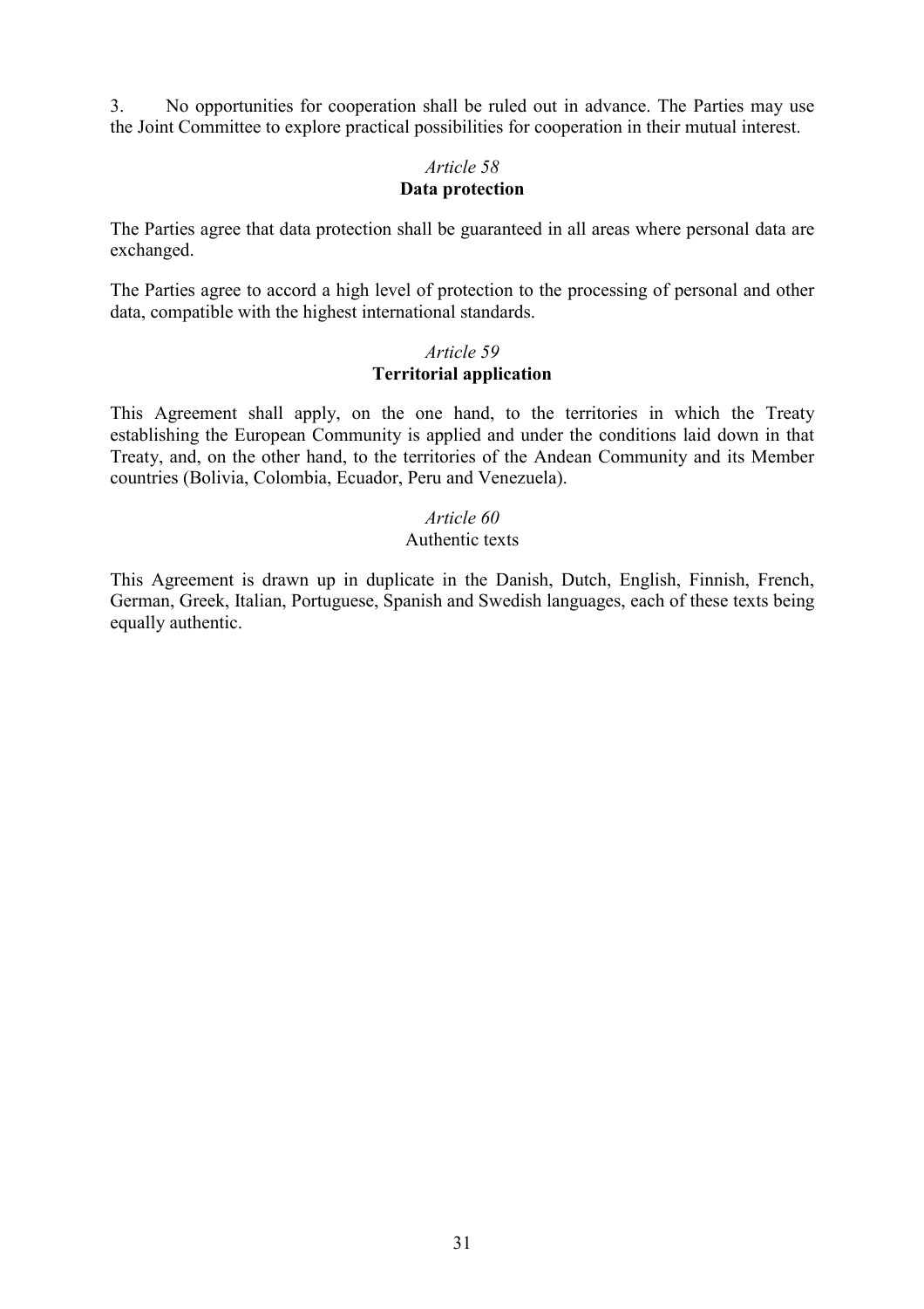3. No opportunities for cooperation shall be ruled out in advance. The Parties may use the Joint Committee to explore practical possibilities for cooperation in their mutual interest.

*Article 58*
**Data protection**

The Parties agree that data protection shall be guaranteed in all areas where personal data are exchanged.

The Parties agree to accord a high level of protection to the processing of personal and other data, compatible with the highest international standards.

*Article 59*
**Territorial application**

This Agreement shall apply, on the one hand, to the territories in which the Treaty establishing the European Community is applied and under the conditions laid down in that Treaty, and, on the other hand, to the territories of the Andean Community and its Member countries (Bolivia, Colombia, Ecuador, Peru and Venezuela).

*Article 60*
Authentic texts

This Agreement is drawn up in duplicate in the Danish, Dutch, English, Finnish, French, German, Greek, Italian, Portuguese, Spanish and Swedish languages, each of these texts being equally authentic.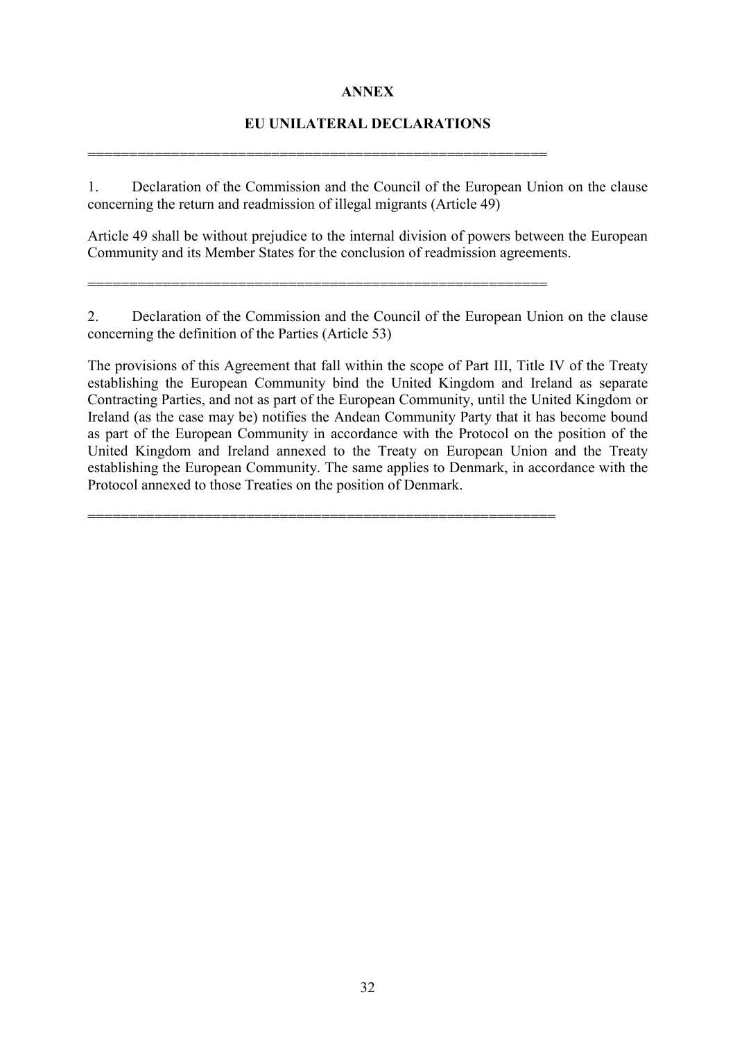**ANNEX**

**EU UNILATERAL DECLARATIONS**

========================================================

1. Declaration of the Commission and the Council of the European Union on the clause concerning the return and readmission of illegal migrants (Article 49)

Article 49 shall be without prejudice to the internal division of powers between the European Community and its Member States for the conclusion of readmission agreements.

========================================================

2. Declaration of the Commission and the Council of the European Union on the clause concerning the definition of the Parties (Article 53)

The provisions of this Agreement that fall within the scope of Part III, Title IV of the Treaty establishing the European Community bind the United Kingdom and Ireland as separate Contracting Parties, and not as part of the European Community, until the United Kingdom or Ireland (as the case may be) notifies the Andean Community Party that it has become bound as part of the European Community in accordance with the Protocol on the position of the United Kingdom and Ireland annexed to the Treaty on European Union and the Treaty establishing the European Community. The same applies to Denmark, in accordance with the Protocol annexed to those Treaties on the position of Denmark.

========================================================